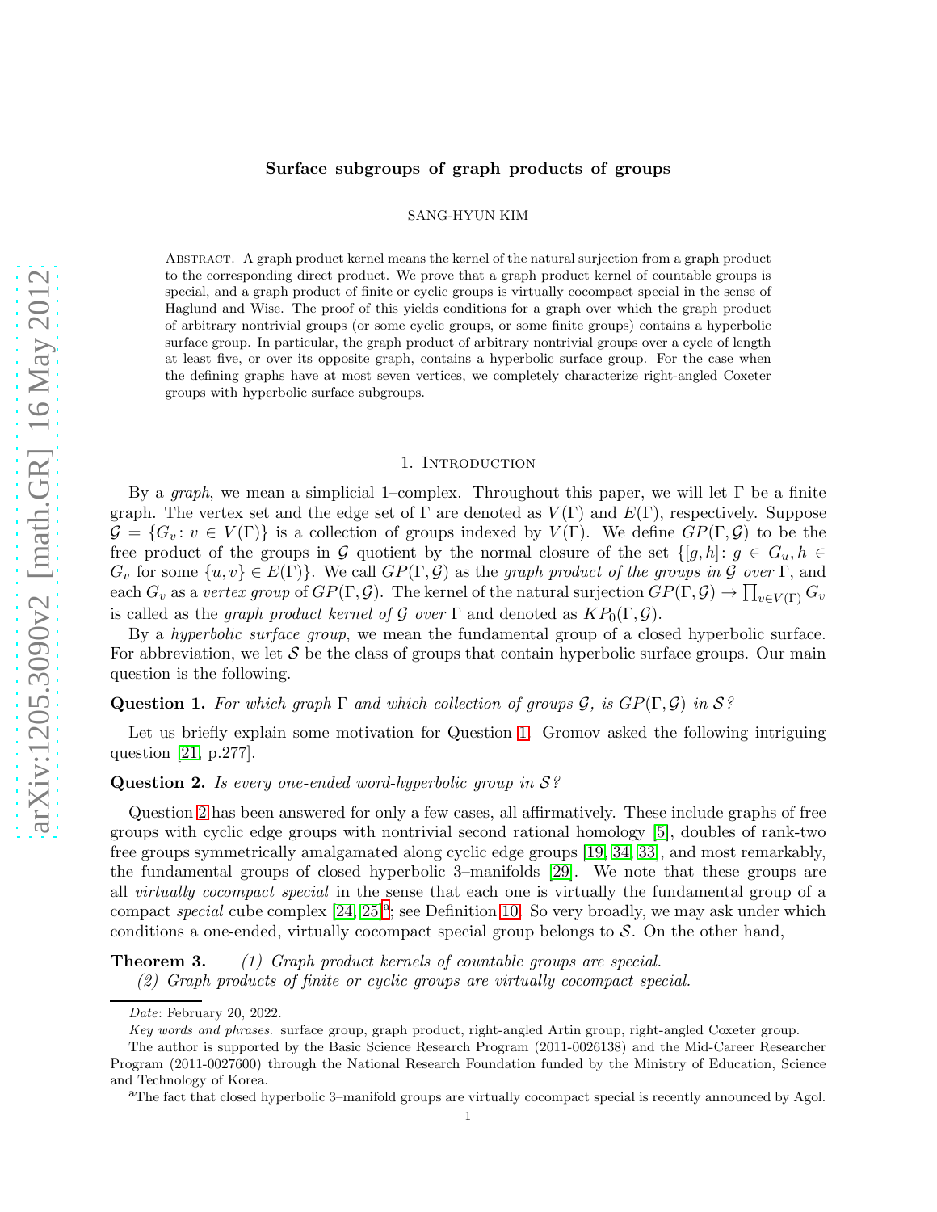# Surface subgroups of graph products of groups

SANG-HYUN KIM

Abstract. A graph product kernel means the kernel of the natural surjection from a graph product to the corresponding direct product. We prove that a graph product kernel of countable groups is special, and a graph product of finite or cyclic groups is virtually cocompact special in the sense of Haglund and Wise. The proof of this yields conditions for a graph over which the graph product of arbitrary nontrivial groups (or some cyclic groups, or some finite groups) contains a hyperbolic surface group. In particular, the graph product of arbitrary nontrivial groups over a cycle of length at least five, or over its opposite graph, contains a hyperbolic surface group. For the case when the defining graphs have at most seven vertices, we completely characterize right-angled Coxeter groups with hyperbolic surface subgroups.

## 1. Introduction

By a *graph*, we mean a simplicial 1–complex. Throughout this paper, we will let $\Gamma$ be a finite graph. The vertex set and the edge set of $\Gamma$ are denoted as $V(\Gamma)$ and $E(\Gamma)$, respectively. Suppose $\mathcal{G} = \{G_v : v \in V(\Gamma)\}$ is a collection of groups indexed by $V(\Gamma)$. We define $GP(\Gamma, \mathcal{G})$ to be the free product of the groups in $\mathcal{G}$ quotient by the normal closure of the set $\{[g, h] : g \in G_u, h \in G_v \text{ for some } \{u, v\} \in E(\Gamma)\}$. We call $GP(\Gamma, \mathcal{G})$ as the *graph product of the groups in* $\mathcal{G}$ *over* $\Gamma$, and each $G_v$ as a *vertex group* of $GP(\Gamma, \mathcal{G})$. The kernel of the natural surjection $GP(\Gamma, \mathcal{G}) \to \prod_{v \in V(\Gamma)} G_v$ is called as the *graph product kernel of* $\mathcal{G}$ *over* $\Gamma$ and denoted as $KP_0(\Gamma, \mathcal{G})$.

By a *hyperbolic surface group*, we mean the fundamental group of a closed hyperbolic surface. For abbreviation, we let $\mathcal{S}$ be the class of groups that contain hyperbolic surface groups. Our main question is the following.

**Question 1.** *For which graph* $\Gamma$ *and which collection of groups* $\mathcal{G}$*, is* $GP(\Gamma, \mathcal{G})$ *in* $\mathcal{S}$*?*

Let us briefly explain some motivation for Question 1. Gromov asked the following intriguing question [21, p.277].

**Question 2.** *Is every one-ended word-hyperbolic group in* $\mathcal{S}$*?*

Question 2 has been answered for only a few cases, all affirmatively. These include graphs of free groups with cyclic edge groups with nontrivial second rational homology [5], doubles of rank-two free groups symmetrically amalgamated along cyclic edge groups [19, 34, 33], and most remarkably, the fundamental groups of closed hyperbolic 3–manifolds [29]. We note that these groups are all *virtually cocompact special* in the sense that each one is virtually the fundamental group of a compact *special* cube complex [24, 25][a]; see Definition 10. So very broadly, we may ask under which conditions a one-ended, virtually cocompact special group belongs to $\mathcal{S}$. On the other hand,

**Theorem 3.** *(1) Graph product kernels of countable groups are special.*
*(2) Graph products of finite or cyclic groups are virtually cocompact special.*

*Date*: February 20, 2022.

*Key words and phrases.* surface group, graph product, right-angled Artin group, right-angled Coxeter group.

The author is supported by the Basic Science Research Program (2011-0026138) and the Mid-Career Researcher Program (2011-0027600) through the National Research Foundation funded by the Ministry of Education, Science and Technology of Korea.

[a] The fact that closed hyperbolic 3–manifold groups are virtually cocompact special is recently announced by Agol.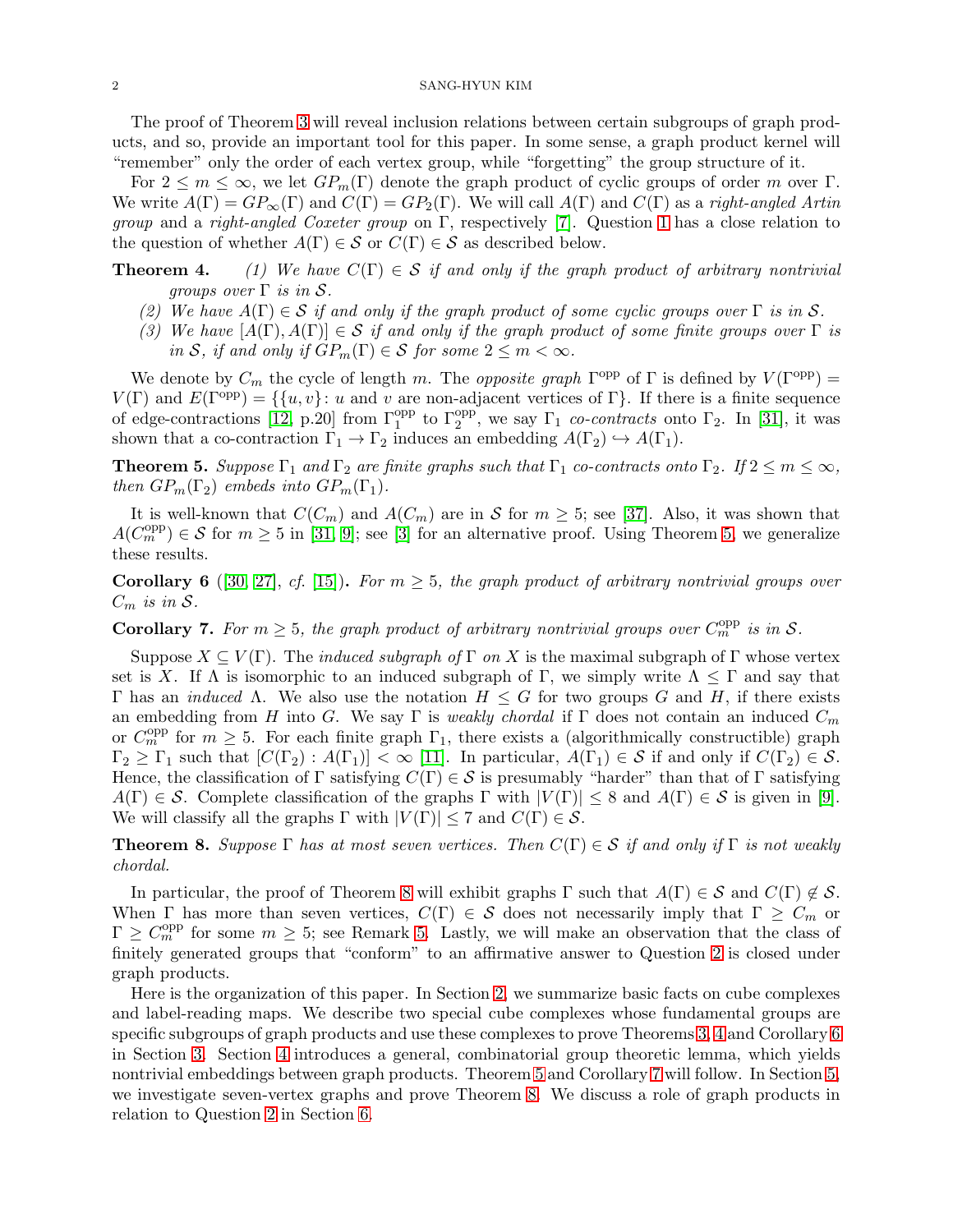The proof of Theorem 3 will reveal inclusion relations between certain subgroups of graph products, and so, provide an important tool for this paper. In some sense, a graph product kernel will "remember" only the order of each vertex group, while "forgetting" the group structure of it.

For $2 \le m \le \infty$, we let $GP_m(\Gamma)$ denote the graph product of cyclic groups of order $m$ over $\Gamma$. We write $A(\Gamma) = GP_\infty(\Gamma)$ and $C(\Gamma) = GP_2(\Gamma)$. We will call $A(\Gamma)$ and $C(\Gamma)$ as a *right-angled Artin group* and a *right-angled Coxeter group* on $\Gamma$, respectively [7]. Question 1 has a close relation to the question of whether $A(\Gamma) \in \mathcal{S}$ or $C(\Gamma) \in \mathcal{S}$ as described below.

**Theorem 4.** *(1) We have $C(\Gamma) \in \mathcal{S}$ if and only if the graph product of arbitrary nontrivial groups over $\Gamma$ is in $\mathcal{S}$.*
*(2) We have $A(\Gamma) \in \mathcal{S}$ if and only if the graph product of some cyclic groups over $\Gamma$ is in $\mathcal{S}$.*
*(3) We have $[A(\Gamma), A(\Gamma)] \in \mathcal{S}$ if and only if the graph product of some finite groups over $\Gamma$ is in $\mathcal{S}$, if and only if $GP_m(\Gamma) \in \mathcal{S}$ for some $2 \le m < \infty$.*

We denote by $C_m$ the cycle of length $m$. The *opposite graph* $\Gamma^{\text{opp}}$ of $\Gamma$ is defined by $V(\Gamma^{\text{opp}}) = V(\Gamma)$ and $E(\Gamma^{\text{opp}}) = \{\{u, v\} \colon u \text{ and } v \text{ are non-adjacent vertices of } \Gamma\}$. If there is a finite sequence of edge-contractions [12, p.20] from $\Gamma_1^{\text{opp}}$ to $\Gamma_2^{\text{opp}}$, we say $\Gamma_1$ *co-contracts* onto $\Gamma_2$. In [31], it was shown that a co-contraction $\Gamma_1 \to \Gamma_2$ induces an embedding $A(\Gamma_2) \hookrightarrow A(\Gamma_1)$.

**Theorem 5.** *Suppose $\Gamma_1$ and $\Gamma_2$ are finite graphs such that $\Gamma_1$ co-contracts onto $\Gamma_2$. If $2 \le m \le \infty$, then $GP_m(\Gamma_2)$ embeds into $GP_m(\Gamma_1)$.*

It is well-known that $C(C_m)$ and $A(C_m)$ are in $\mathcal{S}$ for $m \ge 5$; see [37]. Also, it was shown that $A(C_m^{\text{opp}}) \in \mathcal{S}$ for $m \ge 5$ in [31, 9]; see [3] for an alternative proof. Using Theorem 5, we generalize these results.

**Corollary 6** ([30, 27], *cf.* [15])**.** *For $m \ge 5$, the graph product of arbitrary nontrivial groups over $C_m$ is in $\mathcal{S}$.*

**Corollary 7.** *For $m \ge 5$, the graph product of arbitrary nontrivial groups over $C_m^{\text{opp}}$ is in $\mathcal{S}$.*

Suppose $X \subseteq V(\Gamma)$. The *induced subgraph of* $\Gamma$ *on* $X$ is the maximal subgraph of $\Gamma$ whose vertex set is $X$. If $\Lambda$ is isomorphic to an induced subgraph of $\Gamma$, we simply write $\Lambda \le \Gamma$ and say that $\Gamma$ has an *induced* $\Lambda$. We also use the notation $H \le G$ for two groups $G$ and $H$, if there exists an embedding from $H$ into $G$. We say $\Gamma$ is *weakly chordal* if $\Gamma$ does not contain an induced $C_m$ or $C_m^{\text{opp}}$ for $m \ge 5$. For each finite graph $\Gamma_1$, there exists a (algorithmically constructible) graph $\Gamma_2 \ge \Gamma_1$ such that $[C(\Gamma_2) : A(\Gamma_1)] < \infty$ [11]. In particular, $A(\Gamma_1) \in \mathcal{S}$ if and only if $C(\Gamma_2) \in \mathcal{S}$. Hence, the classification of $\Gamma$ satisfying $C(\Gamma) \in \mathcal{S}$ is presumably "harder" than that of $\Gamma$ satisfying $A(\Gamma) \in \mathcal{S}$. Complete classification of the graphs $\Gamma$ with $|V(\Gamma)| \le 8$ and $A(\Gamma) \in \mathcal{S}$ is given in [9]. We will classify all the graphs $\Gamma$ with $|V(\Gamma)| \le 7$ and $C(\Gamma) \in \mathcal{S}$.

**Theorem 8.** *Suppose $\Gamma$ has at most seven vertices. Then $C(\Gamma) \in \mathcal{S}$ if and only if $\Gamma$ is not weakly chordal.*

In particular, the proof of Theorem 8 will exhibit graphs $\Gamma$ such that $A(\Gamma) \in \mathcal{S}$ and $C(\Gamma) \notin \mathcal{S}$. When $\Gamma$ has more than seven vertices, $C(\Gamma) \in \mathcal{S}$ does not necessarily imply that $\Gamma \ge C_m$ or $\Gamma \ge C_m^{\text{opp}}$ for some $m \ge 5$; see Remark 5. Lastly, we will make an observation that the class of finitely generated groups that "conform" to an affirmative answer to Question 2 is closed under graph products.

Here is the organization of this paper. In Section 2, we summarize basic facts on cube complexes and label-reading maps. We describe two special cube complexes whose fundamental groups are specific subgroups of graph products and use these complexes to prove Theorems 3, 4 and Corollary 6 in Section 3. Section 4 introduces a general, combinatorial group theoretic lemma, which yields nontrivial embeddings between graph products. Theorem 5 and Corollary 7 will follow. In Section 5, we investigate seven-vertex graphs and prove Theorem 8. We discuss a role of graph products in relation to Question 2 in Section 6.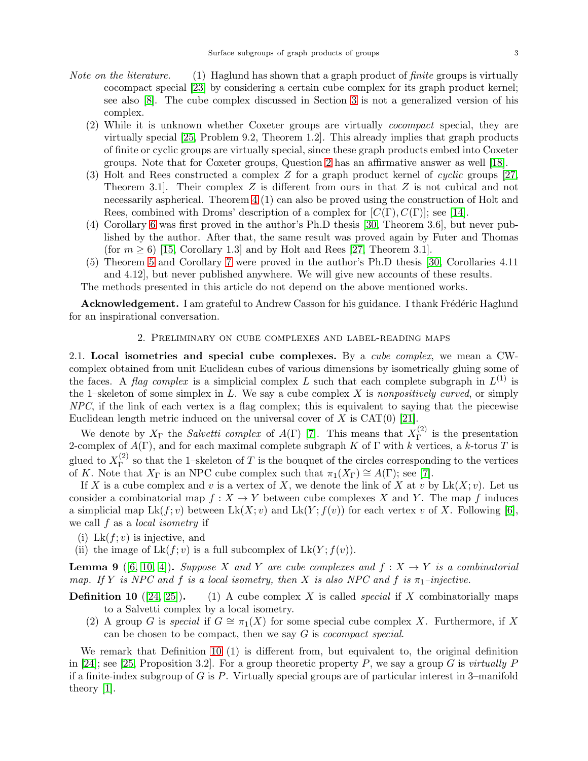*Note on the literature.*

1. Haglund has shown that a graph product of *finite* groups is virtually cocompact special [23] by considering a certain cube complex for its graph product kernel; see also [8]. The cube complex discussed in Section 3 is not a generalized version of his complex.
2. While it is unknown whether Coxeter groups are virtually *cocompact* special, they are virtually special [25, Problem 9.2, Theorem 1.2]. This already implies that graph products of finite or cyclic groups are virtually special, since these graph products embed into Coxeter groups. Note that for Coxeter groups, Question 2 has an affirmative answer as well [18].
3. Holt and Rees constructed a complex $Z$ for a graph product kernel of *cyclic* groups [27, Theorem 3.1]. Their complex $Z$ is different from ours in that $Z$ is not cubical and not necessarily aspherical. Theorem 4 (1) can also be proved using the construction of Holt and Rees, combined with Droms' description of a complex for $[C(\Gamma), C(\Gamma)]$; see [14].
4. Corollary 6 was first proved in the author's Ph.D thesis [30, Theorem 3.6], but never published by the author. After that, the same result was proved again by Futer and Thomas (for $m \geq 6$) [15, Corollary 1.3] and by Holt and Rees [27, Theorem 3.1].
5. Theorem 5 and Corollary 7 were proved in the author's Ph.D thesis [30, Corollaries 4.11 and 4.12], but never published anywhere. We will give new accounts of these results.

The methods presented in this article do not depend on the above mentioned works.

**Acknowledgement.** I am grateful to Andrew Casson for his guidance. I thank Frédéric Haglund for an inspirational conversation.

## 2. Preliminary on cube complexes and label-reading maps

### 2.1. Local isometries and special cube complexes.

By a *cube complex*, we mean a CW-complex obtained from unit Euclidean cubes of various dimensions by isometrically gluing some of the faces. A *flag complex* is a simplicial complex $L$ such that each complete subgraph in $L^{(1)}$ is the 1–skeleton of some simplex in $L$. We say a cube complex $X$ is *nonpositively curved*, or simply *NPC*, if the link of each vertex is a flag complex; this is equivalent to saying that the piecewise Euclidean length metric induced on the universal cover of $X$ is CAT(0) [21].

We denote by $X_\Gamma$ the *Salvetti complex* of $A(\Gamma)$ [7]. This means that $X_\Gamma^{(2)}$ is the presentation 2-complex of $A(\Gamma)$, and for each maximal complete subgraph $K$ of $\Gamma$ with $k$ vertices, a $k$-torus $T$ is glued to $X_\Gamma^{(2)}$ so that the 1–skeleton of $T$ is the bouquet of the circles corresponding to the vertices of $K$. Note that $X_\Gamma$ is an NPC cube complex such that $\pi_1(X_\Gamma) \cong A(\Gamma)$; see [7].

If $X$ is a cube complex and $v$ is a vertex of $X$, we denote the link of $X$ at $v$ by $\mathrm{Lk}(X; v)$. Let us consider a combinatorial map $f : X \to Y$ between cube complexes $X$ and $Y$. The map $f$ induces a simplicial map $\mathrm{Lk}(f; v)$ between $\mathrm{Lk}(X; v)$ and $\mathrm{Lk}(Y; f(v))$ for each vertex $v$ of $X$. Following [6], we call $f$ as a *local isometry* if

(i) $\mathrm{Lk}(f; v)$ is injective, and
(ii) the image of $\mathrm{Lk}(f; v)$ is a full subcomplex of $\mathrm{Lk}(Y; f(v))$.

**Lemma 9** ([6, 10, 4]). *Suppose $X$ and $Y$ are cube complexes and $f : X \to Y$ is a combinatorial map. If $Y$ is NPC and $f$ is a local isometry, then $X$ is also NPC and $f$ is $\pi_1$–injective.*

**Definition 10** ([24, 25]).

1. A cube complex $X$ is called *special* if $X$ combinatorially maps to a Salvetti complex by a local isometry.
2. A group $G$ is *special* if $G \cong \pi_1(X)$ for some special cube complex $X$. Furthermore, if $X$ can be chosen to be compact, then we say $G$ is *cocompact special*.

We remark that Definition 10 (1) is different from, but equivalent to, the original definition in [24]; see [25, Proposition 3.2]. For a group theoretic property $P$, we say a group $G$ is *virtually $P$* if a finite-index subgroup of $G$ is $P$. Virtually special groups are of particular interest in 3–manifold theory [1].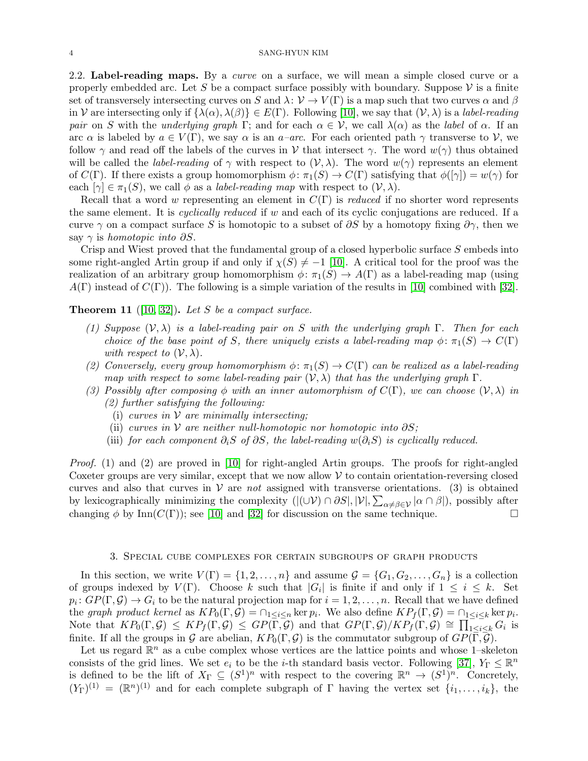2.2. **Label-reading maps.** By a *curve* on a surface, we will mean a simple closed curve or a properly embedded arc. Let $S$ be a compact surface possibly with boundary. Suppose $\mathcal{V}$ is a finite set of transversely intersecting curves on $S$ and $\lambda\colon \mathcal{V} \to V(\Gamma)$ is a map such that two curves $\alpha$ and $\beta$ in $\mathcal{V}$ are intersecting only if $\{\lambda(\alpha), \lambda(\beta)\} \in E(\Gamma)$. Following [10], we say that $(\mathcal{V}, \lambda)$ is a *label-reading pair* on $S$ with the *underlying graph* $\Gamma$; and for each $\alpha \in \mathcal{V}$, we call $\lambda(\alpha)$ as the *label* of $\alpha$. If an arc $\alpha$ is labeled by $a \in V(\Gamma)$, we say $\alpha$ is an *$a$–arc*. For each oriented path $\gamma$ transverse to $\mathcal{V}$, we follow $\gamma$ and read off the labels of the curves in $\mathcal{V}$ that intersect $\gamma$. The word $w(\gamma)$ thus obtained will be called the *label-reading* of $\gamma$ with respect to $(\mathcal{V}, \lambda)$. The word $w(\gamma)$ represents an element of $C(\Gamma)$. If there exists a group homomorphism $\phi\colon \pi_1(S) \to C(\Gamma)$ satisfying that $\phi([\gamma]) = w(\gamma)$ for each $[\gamma] \in \pi_1(S)$, we call $\phi$ as a *label-reading map* with respect to $(\mathcal{V}, \lambda)$.

Recall that a word $w$ representing an element in $C(\Gamma)$ is *reduced* if no shorter word represents the same element. It is *cyclically reduced* if $w$ and each of its cyclic conjugations are reduced. If a curve $\gamma$ on a compact surface $S$ is homotopic to a subset of $\partial S$ by a homotopy fixing $\partial\gamma$, then we say $\gamma$ is *homotopic into* $\partial S$.

Crisp and Wiest proved that the fundamental group of a closed hyperbolic surface $S$ embeds into some right-angled Artin group if and only if $\chi(S) \neq -1$ [10]. A critical tool for the proof was the realization of an arbitrary group homomorphism $\phi\colon \pi_1(S) \to A(\Gamma)$ as a label-reading map (using $A(\Gamma)$ instead of $C(\Gamma)$). The following is a simple variation of the results in [10] combined with [32].

**Theorem 11** ([10, 32])**.** *Let $S$ be a compact surface.*

*(1) Suppose $(\mathcal{V}, \lambda)$ is a label-reading pair on $S$ with the underlying graph $\Gamma$. Then for each choice of the base point of $S$, there uniquely exists a label-reading map $\phi\colon \pi_1(S) \to C(\Gamma)$ with respect to $(\mathcal{V}, \lambda)$.*

*(2) Conversely, every group homomorphism $\phi\colon \pi_1(S) \to C(\Gamma)$ can be realized as a label-reading map with respect to some label-reading pair $(\mathcal{V}, \lambda)$ that has the underlying graph $\Gamma$.*

*(3) Possibly after composing $\phi$ with an inner automorphism of $C(\Gamma)$, we can choose $(\mathcal{V}, \lambda)$ in (2) further satisfying the following:*
   - *(i) curves in $\mathcal{V}$ are minimally intersecting;*
   - *(ii) curves in $\mathcal{V}$ are neither null-homotopic nor homotopic into $\partial S$;*
   - *(iii) for each component $\partial_i S$ of $\partial S$, the label-reading $w(\partial_i S)$ is cyclically reduced.*

*Proof.* (1) and (2) are proved in [10] for right-angled Artin groups. The proofs for right-angled Coxeter groups are very similar, except that we now allow $\mathcal{V}$ to contain orientation-reversing closed curves and also that curves in $\mathcal{V}$ are *not* assigned with transverse orientations. (3) is obtained by lexicographically minimizing the complexity $(|(\cup\mathcal{V}) \cap \partial S|, |\mathcal{V}|, \sum_{\alpha\neq\beta\in\mathcal{V}} |\alpha \cap \beta|)$, possibly after changing $\phi$ by $\mathrm{Inn}(C(\Gamma))$; see [10] and [32] for discussion on the same technique. $\square$

## 3. Special cube complexes for certain subgroups of graph products

In this section, we write $V(\Gamma) = \{1, 2, \ldots, n\}$ and assume $\mathcal{G} = \{G_1, G_2, \ldots, G_n\}$ is a collection of groups indexed by $V(\Gamma)$. Choose $k$ such that $|G_i|$ is finite if and only if $1 \leq i \leq k$. Set $p_i\colon GP(\Gamma, \mathcal{G}) \to G_i$ to be the natural projection map for $i = 1, 2, \ldots, n$. Recall that we have defined the *graph product kernel* as $KP_0(\Gamma, \mathcal{G}) = \cap_{1\leq i\leq n} \ker p_i$. We also define $KP_f(\Gamma, \mathcal{G}) = \cap_{1\leq i\leq k} \ker p_i$. Note that $KP_0(\Gamma, \mathcal{G}) \leq KP_f(\Gamma, \mathcal{G}) \leq GP(\Gamma, \mathcal{G})$ and that $GP(\Gamma, \mathcal{G})/KP_f(\Gamma, \mathcal{G}) \cong \prod_{1\leq i\leq k} G_i$ is finite. If all the groups in $\mathcal{G}$ are abelian, $KP_0(\Gamma, \mathcal{G})$ is the commutator subgroup of $GP(\Gamma, \mathcal{G})$.

Let us regard $\mathbb{R}^n$ as a cube complex whose vertices are the lattice points and whose 1–skeleton consists of the grid lines. We set $e_i$ to be the $i$-th standard basis vector. Following [37], $Y_\Gamma \leq \mathbb{R}^n$ is defined to be the lift of $X_\Gamma \subseteq (S^1)^n$ with respect to the covering $\mathbb{R}^n \to (S^1)^n$. Concretely, $(Y_\Gamma)^{(1)} = (\mathbb{R}^n)^{(1)}$ and for each complete subgraph of $\Gamma$ having the vertex set $\{i_1, \ldots, i_k\}$, the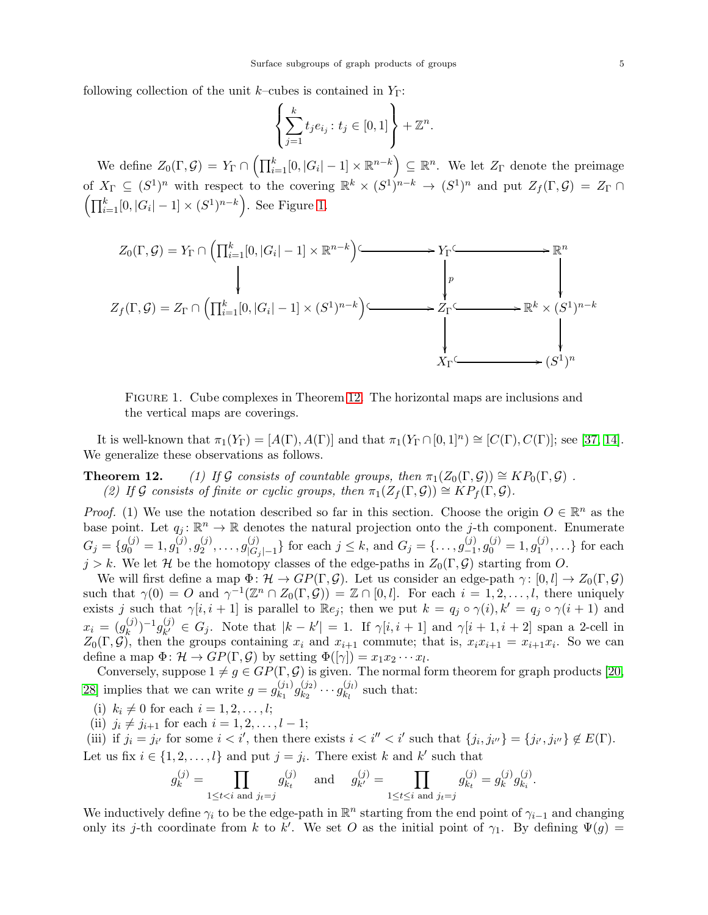following collection of the unit $k$–cubes is contained in $Y_\Gamma$:

$$\left\{ \sum_{j=1}^{k} t_j e_{i_j} : t_j \in [0,1] \right\} + \mathbb{Z}^n.$$

We define $Z_0(\Gamma,\mathcal{G}) = Y_\Gamma \cap \left( \prod_{i=1}^{k} [0, |G_i|-1] \times \mathbb{R}^{n-k} \right) \subseteq \mathbb{R}^n$. We let $Z_\Gamma$ denote the preimage of $X_\Gamma \subseteq (S^1)^n$ with respect to the covering $\mathbb{R}^k \times (S^1)^{n-k} \to (S^1)^n$ and put $Z_f(\Gamma,\mathcal{G}) = Z_\Gamma \cap \left( \prod_{i=1}^{k} [0, |G_i|-1] \times (S^1)^{n-k} \right)$. See Figure 1.

$$\begin{array}{ccccc}
Z_0(\Gamma,\mathcal{G}) = Y_\Gamma \cap \left( \prod_{i=1}^{k} [0, |G_i|-1] \times \mathbb{R}^{n-k} \right) & \hookrightarrow & Y_\Gamma & \hookrightarrow & \mathbb{R}^n \\
\downarrow & & \downarrow p & & \downarrow \\
Z_f(\Gamma,\mathcal{G}) = Z_\Gamma \cap \left( \prod_{i=1}^{k} [0, |G_i|-1] \times (S^1)^{n-k} \right) & \hookrightarrow & Z_\Gamma & \hookrightarrow & \mathbb{R}^k \times (S^1)^{n-k} \\
 & & \downarrow & & \downarrow \\
 & & X_\Gamma & \hookrightarrow & (S^1)^n
\end{array}$$

Figure 1. Cube complexes in Theorem 12. The horizontal maps are inclusions and the vertical maps are coverings.

It is well-known that $\pi_1(Y_\Gamma) = [A(\Gamma), A(\Gamma)]$ and that $\pi_1(Y_\Gamma \cap [0,1]^n) \cong [C(\Gamma), C(\Gamma)]$; see [37, 14]. We generalize these observations as follows.

**Theorem 12.** *(1) If $\mathcal{G}$ consists of countable groups, then $\pi_1(Z_0(\Gamma,\mathcal{G})) \cong KP_0(\Gamma,\mathcal{G})$ .*
*(2) If $\mathcal{G}$ consists of finite or cyclic groups, then $\pi_1(Z_f(\Gamma,\mathcal{G})) \cong KP_f(\Gamma,\mathcal{G})$.*

*Proof.* (1) We use the notation described so far in this section. Choose the origin $O \in \mathbb{R}^n$ as the base point. Let $q_j \colon \mathbb{R}^n \to \mathbb{R}$ denotes the natural projection onto the $j$-th component. Enumerate $G_j = \{g_0^{(j)} = 1, g_1^{(j)}, g_2^{(j)}, \ldots, g_{|G_j|-1}^{(j)}\}$ for each $j \le k$, and $G_j = \{\ldots, g_{-1}^{(j)}, g_0^{(j)} = 1, g_1^{(j)}, \ldots\}$ for each $j > k$. We let $\mathcal{H}$ be the homotopy classes of the edge-paths in $Z_0(\Gamma,\mathcal{G})$ starting from $O$.

We will first define a map $\Phi \colon \mathcal{H} \to GP(\Gamma,\mathcal{G})$. Let us consider an edge-path $\gamma \colon [0,l] \to Z_0(\Gamma,\mathcal{G})$ such that $\gamma(0) = O$ and $\gamma^{-1}(\mathbb{Z}^n \cap Z_0(\Gamma,\mathcal{G})) = \mathbb{Z} \cap [0,l]$. For each $i = 1, 2, \ldots, l$, there uniquely exists $j$ such that $\gamma[i, i+1]$ is parallel to $\mathbb{R}e_j$; then we put $k = q_j \circ \gamma(i), k' = q_j \circ \gamma(i+1)$ and $x_i = (g_k^{(j)})^{-1} g_{k'}^{(j)} \in G_j$. Note that $|k - k'| = 1$. If $\gamma[i, i+1]$ and $\gamma[i+1, i+2]$ span a 2-cell in $Z_0(\Gamma,\mathcal{G})$, then the groups containing $x_i$ and $x_{i+1}$ commute; that is, $x_i x_{i+1} = x_{i+1} x_i$. So we can define a map $\Phi \colon \mathcal{H} \to GP(\Gamma,\mathcal{G})$ by setting $\Phi([\gamma]) = x_1 x_2 \cdots x_l$.

Conversely, suppose $1 \neq g \in GP(\Gamma,\mathcal{G})$ is given. The normal form theorem for graph products [20, 28] implies that we can write $g = g_{k_1}^{(j_1)} g_{k_2}^{(j_2)} \cdots g_{k_l}^{(j_l)}$ such that:

(i) $k_i \neq 0$ for each $i = 1, 2, \ldots, l$;
(ii) $j_i \neq j_{i+1}$ for each $i = 1, 2, \ldots, l-1$;
(iii) if $j_i = j_{i'}$ for some $i < i'$, then there exists $i < i'' < i'$ such that $\{j_i, j_{i''}\} = \{j_{i'}, j_{i''}\} \notin E(\Gamma)$.

Let us fix $i \in \{1, 2, \ldots, l\}$ and put $j = j_i$. There exist $k$ and $k'$ such that

$$g_k^{(j)} = \prod_{1 \le t < i \text{ and } j_t = j} g_{k_t}^{(j)} \quad \text{and} \quad g_{k'}^{(j)} = \prod_{1 \le t \le i \text{ and } j_t = j} g_{k_t}^{(j)} = g_k^{(j)} g_{k_i}^{(j)}.$$

We inductively define $\gamma_i$ to be the edge-path in $\mathbb{R}^n$ starting from the end point of $\gamma_{i-1}$ and changing only its $j$-th coordinate from $k$ to $k'$. We set $O$ as the initial point of $\gamma_1$. By defining $\Psi(g) =$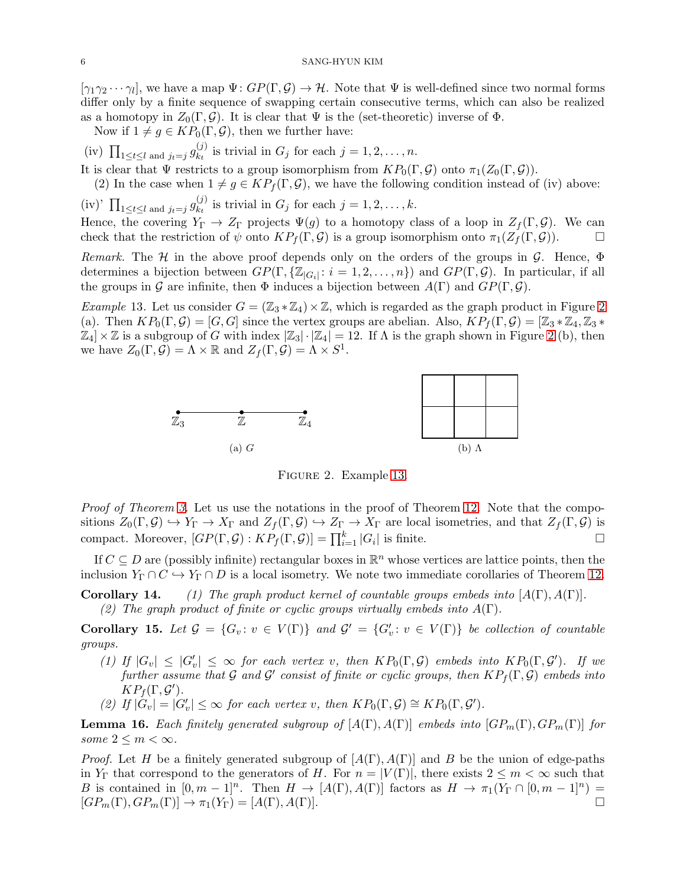$[\gamma_1\gamma_2\cdots\gamma_l]$, we have a map $\Psi\colon GP(\Gamma,\mathcal{G}) \to \mathcal{H}$. Note that $\Psi$ is well-defined since two normal forms differ only by a finite sequence of swapping certain consecutive terms, which can also be realized as a homotopy in $Z_0(\Gamma,\mathcal{G})$. It is clear that $\Psi$ is the (set-theoretic) inverse of $\Phi$.

Now if $1 \neq g \in KP_0(\Gamma,\mathcal{G})$, then we further have:

(iv) $\prod_{1\le t\le l \text{ and } j_t=j} g_{k_t}^{(j)}$ is trivial in $G_j$ for each $j = 1,2,\ldots,n$.

It is clear that $\Psi$ restricts to a group isomorphism from $KP_0(\Gamma,\mathcal{G})$ onto $\pi_1(Z_0(\Gamma,\mathcal{G}))$.

(2) In the case when $1 \neq g \in KP_f(\Gamma,\mathcal{G})$, we have the following condition instead of (iv) above:

(iv)' $\prod_{1\le t\le l \text{ and } j_t=j} g_{k_t}^{(j)}$ is trivial in $G_j$ for each $j = 1,2,\ldots,k$.

Hence, the covering $Y_\Gamma \to Z_\Gamma$ projects $\Psi(g)$ to a homotopy class of a loop in $Z_f(\Gamma,\mathcal{G})$. We can check that the restriction of $\psi$ onto $KP_f(\Gamma,\mathcal{G})$ is a group isomorphism onto $\pi_1(Z_f(\Gamma,\mathcal{G}))$. □

*Remark.* The $\mathcal{H}$ in the above proof depends only on the orders of the groups in $\mathcal{G}$. Hence, $\Phi$ determines a bijection between $GP(\Gamma,\{\mathbb{Z}_{|G_i|}\colon i=1,2,\ldots,n\})$ and $GP(\Gamma,\mathcal{G})$. In particular, if all the groups in $\mathcal{G}$ are infinite, then $\Phi$ induces a bijection between $A(\Gamma)$ and $GP(\Gamma,\mathcal{G})$.

*Example* 13. Let us consider $G = (\mathbb{Z}_3 * \mathbb{Z}_4) \times \mathbb{Z}$, which is regarded as the graph product in Figure 2 (a). Then $KP_0(\Gamma,\mathcal{G}) = [G,G]$ since the vertex groups are abelian. Also, $KP_f(\Gamma,\mathcal{G}) = [\mathbb{Z}_3 * \mathbb{Z}_4, \mathbb{Z}_3 * \mathbb{Z}_4] \times \mathbb{Z}$ is a subgroup of $G$ with index $|\mathbb{Z}_3|\cdot|\mathbb{Z}_4| = 12$. If $\Lambda$ is the graph shown in Figure 2 (b), then we have $Z_0(\Gamma,\mathcal{G}) = \Lambda \times \mathbb{R}$ and $Z_f(\Gamma,\mathcal{G}) = \Lambda \times S^1$.

(a) $G$ (b) $\Lambda$

Figure 2. Example 13.

*Proof of Theorem 3.* Let us use the notations in the proof of Theorem 12. Note that the compositions $Z_0(\Gamma,\mathcal{G}) \hookrightarrow Y_\Gamma \to X_\Gamma$ and $Z_f(\Gamma,\mathcal{G}) \hookrightarrow Z_\Gamma \to X_\Gamma$ are local isometries, and that $Z_f(\Gamma,\mathcal{G})$ is compact. Moreover, $[GP(\Gamma,\mathcal{G}) : KP_f(\Gamma,\mathcal{G})] = \prod_{i=1}^k |G_i|$ is finite. □

If $C \subseteq D$ are (possibly infinite) rectangular boxes in $\mathbb{R}^n$ whose vertices are lattice points, then the inclusion $Y_\Gamma \cap C \hookrightarrow Y_\Gamma \cap D$ is a local isometry. We note two immediate corollaries of Theorem 12.

**Corollary 14.** *(1) The graph product kernel of countable groups embeds into $[A(\Gamma),A(\Gamma)]$.*
*(2) The graph product of finite or cyclic groups virtually embeds into $A(\Gamma)$.*

**Corollary 15.** *Let $\mathcal{G} = \{G_v\colon v \in V(\Gamma)\}$ and $\mathcal{G}' = \{G'_v\colon v \in V(\Gamma)\}$ be collection of countable groups.*

1. *If $|G_v| \le |G'_v| \le \infty$ for each vertex $v$, then $KP_0(\Gamma,\mathcal{G})$ embeds into $KP_0(\Gamma,\mathcal{G}')$. If we further assume that $\mathcal{G}$ and $\mathcal{G}'$ consist of finite or cyclic groups, then $KP_f(\Gamma,\mathcal{G})$ embeds into $KP_f(\Gamma,\mathcal{G}')$.*
2. *If $|G_v| = |G'_v| \le \infty$ for each vertex $v$, then $KP_0(\Gamma,\mathcal{G}) \cong KP_0(\Gamma,\mathcal{G}')$.*

**Lemma 16.** *Each finitely generated subgroup of $[A(\Gamma),A(\Gamma)]$ embeds into $[GP_m(\Gamma),GP_m(\Gamma)]$ for some $2 \le m < \infty$.*

*Proof.* Let $H$ be a finitely generated subgroup of $[A(\Gamma),A(\Gamma)]$ and $B$ be the union of edge-paths in $Y_\Gamma$ that correspond to the generators of $H$. For $n = |V(\Gamma)|$, there exists $2 \le m < \infty$ such that $B$ is contained in $[0,m-1]^n$. Then $H \to [A(\Gamma),A(\Gamma)]$ factors as $H \to \pi_1(Y_\Gamma \cap [0,m-1]^n) = [GP_m(\Gamma),GP_m(\Gamma)] \to \pi_1(Y_\Gamma) = [A(\Gamma),A(\Gamma)]$. □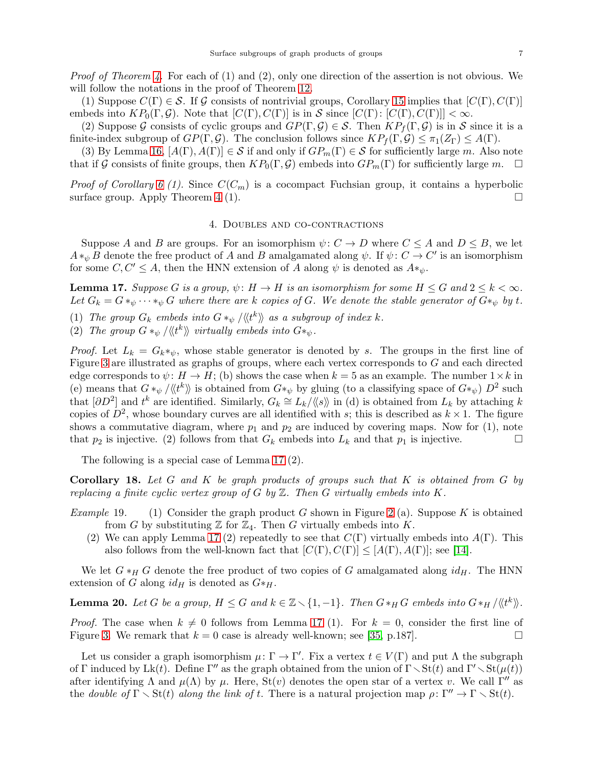*Proof of Theorem 4.* For each of (1) and (2), only one direction of the assertion is not obvious. We will follow the notations in the proof of Theorem 12.

(1) Suppose $C(\Gamma) \in \mathcal{S}$. If $\mathcal{G}$ consists of nontrivial groups, Corollary 15 implies that $[C(\Gamma), C(\Gamma)]$ embeds into $KP_0(\Gamma, \mathcal{G})$. Note that $[C(\Gamma), C(\Gamma)]$ is in $\mathcal{S}$ since $[C(\Gamma) \colon [C(\Gamma), C(\Gamma)]] < \infty$.

(2) Suppose $\mathcal{G}$ consists of cyclic groups and $GP(\Gamma, \mathcal{G}) \in \mathcal{S}$. Then $KP_f(\Gamma, \mathcal{G})$ is in $\mathcal{S}$ since it is a finite-index subgroup of $GP(\Gamma, \mathcal{G})$. The conclusion follows since $KP_f(\Gamma, \mathcal{G}) \leq \pi_1(Z_\Gamma) \leq A(\Gamma)$.

(3) By Lemma 16, $[A(\Gamma), A(\Gamma)] \in \mathcal{S}$ if and only if $GP_m(\Gamma) \in \mathcal{S}$ for sufficiently large $m$. Also note that if $\mathcal{G}$ consists of finite groups, then $KP_0(\Gamma, \mathcal{G})$ embeds into $GP_m(\Gamma)$ for sufficiently large $m$. $\square$

*Proof of Corollary 6 (1).* Since $C(C_m)$ is a cocompact Fuchsian group, it contains a hyperbolic surface group. Apply Theorem 4 (1). $\square$

## 4. Doubles and co-contractions

Suppose $A$ and $B$ are groups. For an isomorphism $\psi \colon C \to D$ where $C \leq A$ and $D \leq B$, we let $A *_\psi B$ denote the free product of $A$ and $B$ amalgamated along $\psi$. If $\psi \colon C \to C'$ is an isomorphism for some $C, C' \leq A$, then the HNN extension of $A$ along $\psi$ is denoted as $A*_\psi$.

**Lemma 17.** *Suppose $G$ is a group, $\psi \colon H \to H$ is an isomorphism for some $H \leq G$ and $2 \leq k < \infty$. Let $G_k = G *_\psi \cdots *_\psi G$ where there are $k$ copies of $G$. We denote the stable generator of $G*_\psi$ by $t$.*

(1) *The group $G_k$ embeds into $G *_\psi / \langle\langle t^k \rangle\rangle$ as a subgroup of index $k$.*
(2) *The group $G *_\psi / \langle\langle t^k \rangle\rangle$ virtually embeds into $G*_\psi$.*

*Proof.* Let $L_k = G_k *_\psi$, whose stable generator is denoted by $s$. The groups in the first line of Figure 3 are illustrated as graphs of groups, where each vertex corresponds to $G$ and each directed edge corresponds to $\psi \colon H \to H$; (b) shows the case when $k = 5$ as an example. The number $1 \times k$ in (e) means that $G *_\psi / \langle\langle t^k \rangle\rangle$ is obtained from $G*_\psi$ by gluing (to a classifying space of $G*_\psi$) $D^2$ such that $[\partial D^2]$ and $t^k$ are identified. Similarly, $G_k \cong L_k / \langle\langle s \rangle\rangle$ in (d) is obtained from $L_k$ by attaching $k$ copies of $D^2$, whose boundary curves are all identified with $s$; this is described as $k \times 1$. The figure shows a commutative diagram, where $p_1$ and $p_2$ are induced by covering maps. Now for (1), note that $p_2$ is injective. (2) follows from that $G_k$ embeds into $L_k$ and that $p_1$ is injective. $\square$

The following is a special case of Lemma 17 (2).

**Corollary 18.** *Let $G$ and $K$ be graph products of groups such that $K$ is obtained from $G$ by replacing a finite cyclic vertex group of $G$ by $\mathbb{Z}$. Then $G$ virtually embeds into $K$.*

*Example* 19.
(1) Consider the graph product $G$ shown in Figure 2 (a). Suppose $K$ is obtained from $G$ by substituting $\mathbb{Z}$ for $\mathbb{Z}_4$. Then $G$ virtually embeds into $K$.
(2) We can apply Lemma 17 (2) repeatedly to see that $C(\Gamma)$ virtually embeds into $A(\Gamma)$. This also follows from the well-known fact that $[C(\Gamma), C(\Gamma)] \leq [A(\Gamma), A(\Gamma)]$; see [14].

We let $G *_H G$ denote the free product of two copies of $G$ amalgamated along $id_H$. The HNN extension of $G$ along $id_H$ is denoted as $G*_H$.

**Lemma 20.** *Let $G$ be a group, $H \leq G$ and $k \in \mathbb{Z} \smallsetminus \{1, -1\}$. Then $G *_H G$ embeds into $G*_H / \langle\langle t^k \rangle\rangle$.*

*Proof.* The case when $k \neq 0$ follows from Lemma 17 (1). For $k = 0$, consider the first line of Figure 3. We remark that $k = 0$ case is already well-known; see [35, p.187]. $\square$

Let us consider a graph isomorphism $\mu \colon \Gamma \to \Gamma'$. Fix a vertex $t \in V(\Gamma)$ and put $\Lambda$ the subgraph of $\Gamma$ induced by $\mathrm{Lk}(t)$. Define $\Gamma''$ as the graph obtained from the union of $\Gamma \smallsetminus \mathrm{St}(t)$ and $\Gamma' \smallsetminus \mathrm{St}(\mu(t))$ after identifying $\Lambda$ and $\mu(\Lambda)$ by $\mu$. Here, $\mathrm{St}(v)$ denotes the open star of a vertex $v$. We call $\Gamma''$ as the *double of* $\Gamma \smallsetminus \mathrm{St}(t)$ *along the link of* $t$. There is a natural projection map $\rho \colon \Gamma'' \to \Gamma \smallsetminus \mathrm{St}(t)$.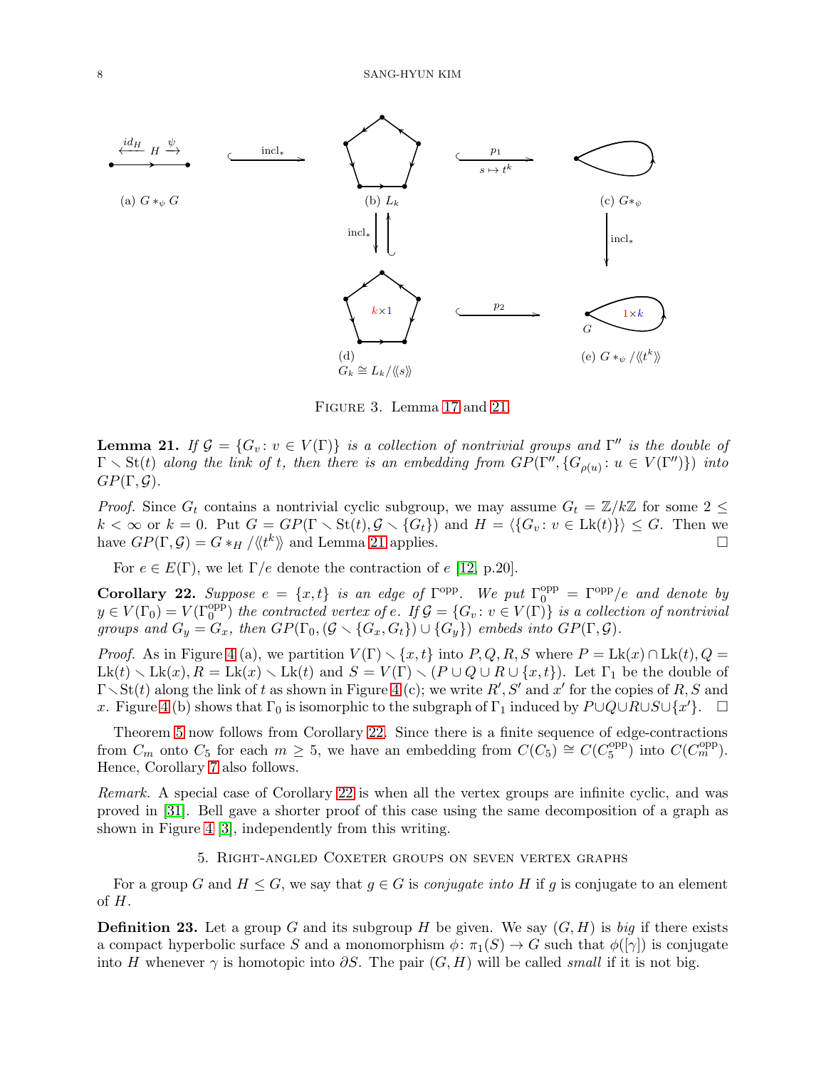(a) $G *_\psi G$

(b) $L_k$

(c) $G*_\psi$

(d) $G_k \cong L_k/\langle\langle s\rangle\rangle$

(e) $G *_\psi /\langle\langle t^k\rangle\rangle$

Figure 3. Lemma 17 and 21.

**Lemma 21.** *If $\mathcal{G} = \{G_v : v \in V(\Gamma)\}$ is a collection of nontrivial groups and $\Gamma''$ is the double of $\Gamma \smallsetminus \mathrm{St}(t)$ along the link of $t$, then there is an embedding from $GP(\Gamma'', \{G_{\rho(u)} : u \in V(\Gamma'')\})$ into $GP(\Gamma, \mathcal{G})$.*

*Proof.* Since $G_t$ contains a nontrivial cyclic subgroup, we may assume $G_t = \mathbb{Z}/k\mathbb{Z}$ for some $2 \le k < \infty$ or $k = 0$. Put $G = GP(\Gamma \smallsetminus \mathrm{St}(t), \mathcal{G} \smallsetminus \{G_t\})$ and $H = \langle \{G_v : v \in \mathrm{Lk}(t)\}\rangle \le G$. Then we have $GP(\Gamma, \mathcal{G}) = G *_H /\langle\langle t^k\rangle\rangle$ and Lemma 21 applies. □

For $e \in E(\Gamma)$, we let $\Gamma/e$ denote the contraction of $e$ [12, p.20].

**Corollary 22.** *Suppose $e = \{x, t\}$ is an edge of $\Gamma^{\mathrm{opp}}$. We put $\Gamma_0^{\mathrm{opp}} = \Gamma^{\mathrm{opp}}/e$ and denote by $y \in V(\Gamma_0) = V(\Gamma_0^{\mathrm{opp}})$ the contracted vertex of $e$. If $\mathcal{G} = \{G_v : v \in V(\Gamma)\}$ is a collection of nontrivial groups and $G_y = G_x$, then $GP(\Gamma_0, (\mathcal{G} \smallsetminus \{G_x, G_t\}) \cup \{G_y\})$ embeds into $GP(\Gamma, \mathcal{G})$.*

*Proof.* As in Figure 4 (a), we partition $V(\Gamma) \smallsetminus \{x, t\}$ into $P, Q, R, S$ where $P = \mathrm{Lk}(x) \cap \mathrm{Lk}(t)$, $Q = \mathrm{Lk}(t) \smallsetminus \mathrm{Lk}(x)$, $R = \mathrm{Lk}(x) \smallsetminus \mathrm{Lk}(t)$ and $S = V(\Gamma) \smallsetminus (P \cup Q \cup R \cup \{x, t\})$. Let $\Gamma_1$ be the double of $\Gamma \smallsetminus \mathrm{St}(t)$ along the link of $t$ as shown in Figure 4 (c); we write $R', S'$ and $x'$ for the copies of $R, S$ and $x$. Figure 4 (b) shows that $\Gamma_0$ is isomorphic to the subgraph of $\Gamma_1$ induced by $P \cup Q \cup R \cup S \cup \{x'\}$. □

Theorem 5 now follows from Corollary 22. Since there is a finite sequence of edge-contractions from $C_m$ onto $C_5$ for each $m \ge 5$, we have an embedding from $C(C_5) \cong C(C_5^{\mathrm{opp}})$ into $C(C_m^{\mathrm{opp}})$. Hence, Corollary 7 also follows.

*Remark.* A special case of Corollary 22 is when all the vertex groups are infinite cyclic, and was proved in [31]. Bell gave a shorter proof of this case using the same decomposition of a graph as shown in Figure 4 [3], independently from this writing.

## 5. Right-angled Coxeter groups on seven vertex graphs

For a group $G$ and $H \le G$, we say that $g \in G$ is *conjugate into* $H$ if $g$ is conjugate to an element of $H$.

**Definition 23.** Let a group $G$ and its subgroup $H$ be given. We say $(G, H)$ is *big* if there exists a compact hyperbolic surface $S$ and a monomorphism $\phi : \pi_1(S) \to G$ such that $\phi([\gamma])$ is conjugate into $H$ whenever $\gamma$ is homotopic into $\partial S$. The pair $(G, H)$ will be called *small* if it is not big.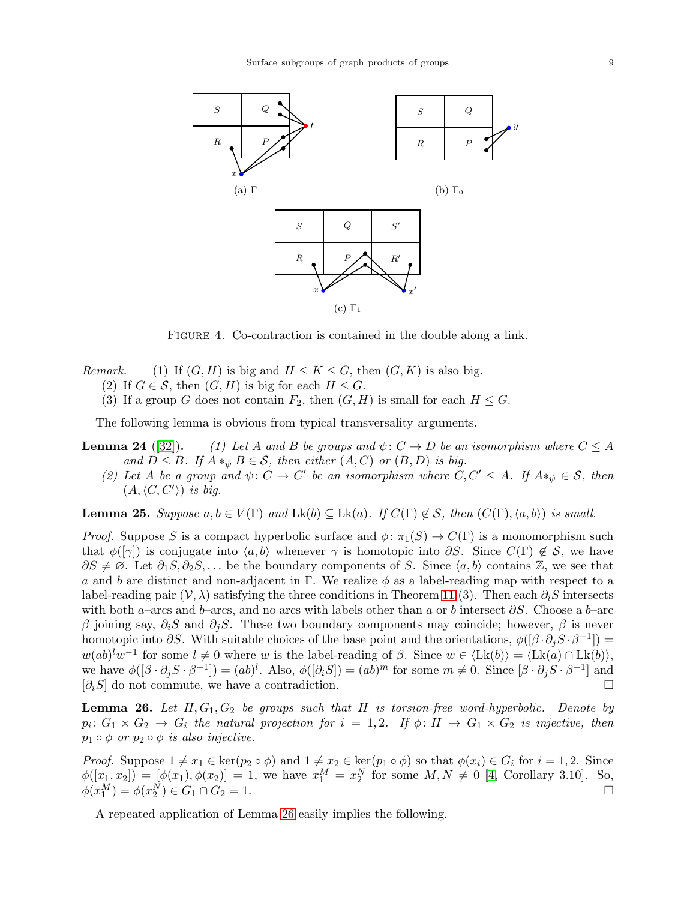(a) $\Gamma$

(b) $\Gamma_0$

(c) $\Gamma_1$

FIGURE 4. Co-contraction is contained in the double along a link.

*Remark.* (1) If $(G, H)$ is big and $H \le K \le G$, then $(G, K)$ is also big.
(2) If $G \in \mathcal{S}$, then $(G, H)$ is big for each $H \le G$.
(3) If a group $G$ does not contain $F_2$, then $(G, H)$ is small for each $H \le G$.

The following lemma is obvious from typical transversality arguments.

**Lemma 24** ([32]). *(1) Let $A$ and $B$ be groups and $\psi\colon C \to D$ be an isomorphism where $C \le A$ and $D \le B$. If $A *_\psi B \in \mathcal{S}$, then either $(A, C)$ or $(B, D)$ is big.*
*(2) Let $A$ be a group and $\psi\colon C \to C'$ be an isomorphism where $C, C' \le A$. If $A *_\psi \in \mathcal{S}$, then $(A, \langle C, C' \rangle)$ is big.*

**Lemma 25.** *Suppose $a, b \in V(\Gamma)$ and $\mathrm{Lk}(b) \subseteq \mathrm{Lk}(a)$. If $C(\Gamma) \notin \mathcal{S}$, then $(C(\Gamma), \langle a, b\rangle)$ is small.*

*Proof.* Suppose $S$ is a compact hyperbolic surface and $\phi\colon \pi_1(S) \to C(\Gamma)$ is a monomorphism such that $\phi([\gamma])$ is conjugate into $\langle a, b\rangle$ whenever $\gamma$ is homotopic into $\partial S$. Since $C(\Gamma) \notin \mathcal{S}$, we have $\partial S \ne \varnothing$. Let $\partial_1 S, \partial_2 S, \ldots$ be the boundary components of $S$. Since $\langle a, b\rangle$ contains $\mathbb{Z}$, we see that $a$ and $b$ are distinct and non-adjacent in $\Gamma$. We realize $\phi$ as a label-reading map with respect to a label-reading pair $(\mathcal{V}, \lambda)$ satisfying the three conditions in Theorem 11 (3). Then each $\partial_i S$ intersects with both $a$–arcs and $b$–arcs, and no arcs with labels other than $a$ or $b$ intersect $\partial S$. Choose a $b$–arc $\beta$ joining say, $\partial_i S$ and $\partial_j S$. These two boundary components may coincide; however, $\beta$ is never homotopic into $\partial S$. With suitable choices of the base point and the orientations, $\phi([\beta \cdot \partial_j S \cdot \beta^{-1}]) = w(ab)^l w^{-1}$ for some $l \ne 0$ where $w$ is the label-reading of $\beta$. Since $w \in \langle \mathrm{Lk}(b)\rangle = \langle \mathrm{Lk}(a) \cap \mathrm{Lk}(b)\rangle$, we have $\phi([\beta \cdot \partial_j S \cdot \beta^{-1}]) = (ab)^l$. Also, $\phi([\partial_i S]) = (ab)^m$ for some $m \ne 0$. Since $[\beta \cdot \partial_j S \cdot \beta^{-1}]$ and $[\partial_i S]$ do not commute, we have a contradiction. $\square$

**Lemma 26.** *Let $H, G_1, G_2$ be groups such that $H$ is torsion-free word-hyperbolic. Denote by $p_i\colon G_1 \times G_2 \to G_i$ the natural projection for $i = 1, 2$. If $\phi\colon H \to G_1 \times G_2$ is injective, then $p_1 \circ \phi$ or $p_2 \circ \phi$ is also injective.*

*Proof.* Suppose $1 \ne x_1 \in \ker(p_2 \circ \phi)$ and $1 \ne x_2 \in \ker(p_1 \circ \phi)$ so that $\phi(x_i) \in G_i$ for $i = 1, 2$. Since $\phi([x_1, x_2]) = [\phi(x_1), \phi(x_2)] = 1$, we have $x_1^M = x_2^N$ for some $M, N \ne 0$ [4, Corollary 3.10]. So, $\phi(x_1^M) = \phi(x_2^N) \in G_1 \cap G_2 = 1$. $\square$

A repeated application of Lemma 26 easily implies the following.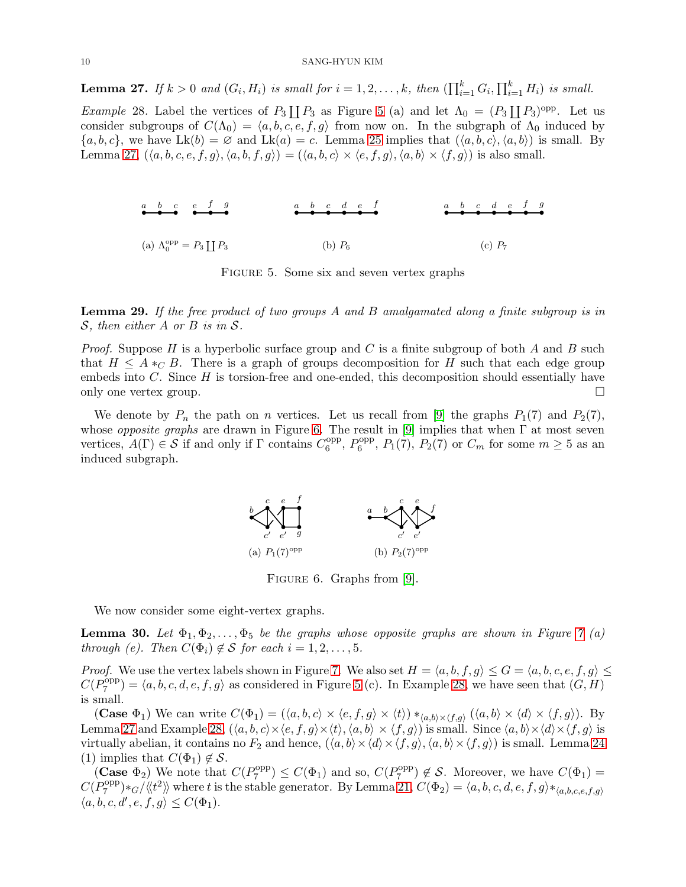**Lemma 27.** *If $k > 0$ and $(G_i, H_i)$ is small for $i = 1, 2, \ldots, k$, then $(\prod_{i=1}^k G_i, \prod_{i=1}^k H_i)$ is small.*

*Example* 28. Label the vertices of $P_3 \coprod P_3$ as Figure 5 (a) and let $\Lambda_0 = (P_3 \coprod P_3)^{\text{opp}}$. Let us consider subgroups of $C(\Lambda_0) = \langle a, b, c, e, f, g\rangle$ from now on. In the subgraph of $\Lambda_0$ induced by $\{a, b, c\}$, we have $\text{Lk}(b) = \varnothing$ and $\text{Lk}(a) = c$. Lemma 25 implies that $(\langle a, b, c\rangle, \langle a, b\rangle)$ is small. By Lemma 27, $(\langle a, b, c, e, f, g\rangle, \langle a, b, f, g\rangle) = (\langle a, b, c\rangle \times \langle e, f, g\rangle, \langle a, b\rangle \times \langle f, g\rangle)$ is also small.

(a) $\Lambda_0^{\text{opp}} = P_3 \coprod P_3$ (b) $P_6$ (c) $P_7$

Figure 5. Some six and seven vertex graphs

**Lemma 29.** *If the free product of two groups $A$ and $B$ amalgamated along a finite subgroup is in $\mathcal{S}$, then either $A$ or $B$ is in $\mathcal{S}$.*

*Proof.* Suppose $H$ is a hyperbolic surface group and $C$ is a finite subgroup of both $A$ and $B$ such that $H \le A *_C B$. There is a graph of groups decomposition for $H$ such that each edge group embeds into $C$. Since $H$ is torsion-free and one-ended, this decomposition should essentially have only one vertex group. □

We denote by $P_n$ the path on $n$ vertices. Let us recall from [9] the graphs $P_1(7)$ and $P_2(7)$, whose *opposite graphs* are drawn in Figure 6. The result in [9] implies that when $\Gamma$ at most seven vertices, $A(\Gamma) \in \mathcal{S}$ if and only if $\Gamma$ contains $C_6^{\text{opp}}$, $P_6^{\text{opp}}$, $P_1(7)$, $P_2(7)$ or $C_m$ for some $m \ge 5$ as an induced subgraph.

(a) $P_1(7)^{\text{opp}}$ (b) $P_2(7)^{\text{opp}}$

Figure 6. Graphs from [9].

We now consider some eight-vertex graphs.

**Lemma 30.** *Let $\Phi_1, \Phi_2, \ldots, \Phi_5$ be the graphs whose opposite graphs are shown in Figure 7 (a) through (e). Then $C(\Phi_i) \notin \mathcal{S}$ for each $i = 1, 2, \ldots, 5$.*

*Proof.* We use the vertex labels shown in Figure 7. We also set $H = \langle a, b, f, g\rangle \le G = \langle a, b, c, e, f, g\rangle \le C(P_7^{\text{opp}}) = \langle a, b, c, d, e, f, g\rangle$ as considered in Figure 5 (c). In Example 28, we have seen that $(G, H)$ is small.

(**Case** $\Phi_1$) We can write $C(\Phi_1) = (\langle a, b, c\rangle \times \langle e, f, g\rangle \times \langle t\rangle) *_{\langle a,b\rangle \times \langle f,g\rangle} (\langle a, b\rangle \times \langle d\rangle \times \langle f, g\rangle)$. By Lemma 27 and Example 28, $(\langle a, b, c\rangle \times \langle e, f, g\rangle \times \langle t\rangle, \langle a, b\rangle \times \langle f, g\rangle)$ is small. Since $\langle a, b\rangle \times \langle d\rangle \times \langle f, g\rangle$ is virtually abelian, it contains no $F_2$ and hence, $(\langle a, b\rangle \times \langle d\rangle \times \langle f, g\rangle, \langle a, b\rangle \times \langle f, g\rangle)$ is small. Lemma 24 (1) implies that $C(\Phi_1) \notin \mathcal{S}$.

(**Case** $\Phi_2$) We note that $C(P_7^{\text{opp}}) \le C(\Phi_1)$ and so, $C(P_7^{\text{opp}}) \notin \mathcal{S}$. Moreover, we have $C(\Phi_1) = C(P_7^{\text{opp}}) *_G / \langle\langle t^2\rangle\rangle$ where $t$ is the stable generator. By Lemma 21, $C(\Phi_2) = \langle a, b, c, d, e, f, g\rangle *_{\langle a,b,c,e,f,g\rangle} \langle a, b, c, d', e, f, g\rangle \le C(\Phi_1)$.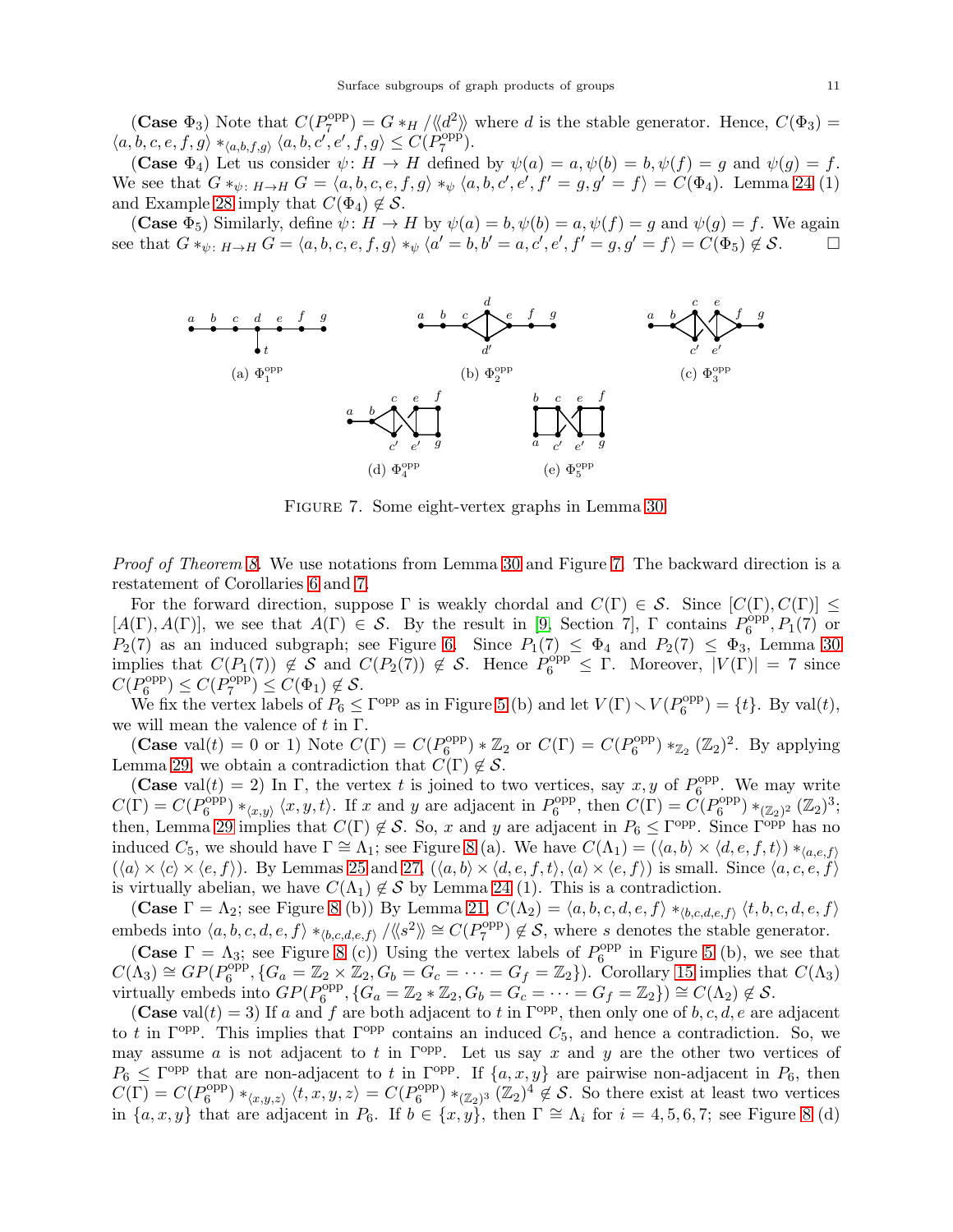(**Case** $\Phi_3$) Note that $C(P_7^{\mathrm{opp}}) = G *_H /\langle\langle d^2\rangle\rangle$ where $d$ is the stable generator. Hence, $C(\Phi_3) = \langle a, b, c, e, f, g\rangle *_{\langle a,b,f,g\rangle} \langle a, b, c', e', f, g\rangle \leq C(P_7^{\mathrm{opp}})$.

(**Case** $\Phi_4$) Let us consider $\psi\colon H \to H$ defined by $\psi(a) = a, \psi(b) = b, \psi(f) = g$ and $\psi(g) = f$. We see that $G *_{\psi\colon H\to H} G = \langle a, b, c, e, f, g\rangle *_\psi \langle a, b, c', e', f' = g, g' = f\rangle = C(\Phi_4)$. Lemma 24 (1) and Example 28 imply that $C(\Phi_4) \notin \mathcal{S}$.

(**Case** $\Phi_5$) Similarly, define $\psi\colon H \to H$ by $\psi(a) = b, \psi(b) = a, \psi(f) = g$ and $\psi(g) = f$. We again see that $G *_{\psi\colon H\to H} G = \langle a, b, c, e, f, g\rangle *_\psi \langle a' = b, b' = a, c', e', f' = g, g' = f\rangle = C(\Phi_5) \notin \mathcal{S}$. $\square$

(a) $\Phi_1^{\mathrm{opp}}$ (b) $\Phi_2^{\mathrm{opp}}$ (c) $\Phi_3^{\mathrm{opp}}$ (d) $\Phi_4^{\mathrm{opp}}$ (e) $\Phi_5^{\mathrm{opp}}$

Figure 7. Some eight-vertex graphs in Lemma 30.

*Proof of Theorem 8.* We use notations from Lemma 30 and Figure 7. The backward direction is a restatement of Corollaries 6 and 7.

For the forward direction, suppose $\Gamma$ is weakly chordal and $C(\Gamma) \in \mathcal{S}$. Since $[C(\Gamma), C(\Gamma)] \leq [A(\Gamma), A(\Gamma)]$, we see that $A(\Gamma) \in \mathcal{S}$. By the result in [9, Section 7], $\Gamma$ contains $P_6^{\mathrm{opp}}, P_1(7)$ or $P_2(7)$ as an induced subgraph; see Figure 6. Since $P_1(7) \leq \Phi_4$ and $P_2(7) \leq \Phi_3$, Lemma 30 implies that $C(P_1(7)) \notin \mathcal{S}$ and $C(P_2(7)) \notin \mathcal{S}$. Hence $P_6^{\mathrm{opp}} \leq \Gamma$. Moreover, $|V(\Gamma)| = 7$ since $C(P_6^{\mathrm{opp}}) \leq C(P_7^{\mathrm{opp}}) \leq C(\Phi_1) \notin \mathcal{S}$.

We fix the vertex labels of $P_6 \leq \Gamma^{\mathrm{opp}}$ as in Figure 5 (b) and let $V(\Gamma) \smallsetminus V(P_6^{\mathrm{opp}}) = \{t\}$. By val$(t)$, we will mean the valence of $t$ in $\Gamma$.

(**Case** val$(t) = 0$ or 1) Note $C(\Gamma) = C(P_6^{\mathrm{opp}}) * \mathbb{Z}_2$ or $C(\Gamma) = C(P_6^{\mathrm{opp}}) *_{\mathbb{Z}_2} (\mathbb{Z}_2)^2$. By applying Lemma 29, we obtain a contradiction that $C(\Gamma) \notin \mathcal{S}$.

(**Case** val$(t) = 2$) In $\Gamma$, the vertex $t$ is joined to two vertices, say $x, y$ of $P_6^{\mathrm{opp}}$. We may write $C(\Gamma) = C(P_6^{\mathrm{opp}}) *_{\langle x,y\rangle} \langle x, y, t\rangle$. If $x$ and $y$ are adjacent in $P_6^{\mathrm{opp}}$, then $C(\Gamma) = C(P_6^{\mathrm{opp}}) *_{(\mathbb{Z}_2)^2} (\mathbb{Z}_2)^3$; then, Lemma 29 implies that $C(\Gamma) \notin \mathcal{S}$. So, $x$ and $y$ are adjacent in $P_6 \leq \Gamma^{\mathrm{opp}}$. Since $\Gamma^{\mathrm{opp}}$ has no induced $C_5$, we should have $\Gamma \cong \Lambda_1$; see Figure 8 (a). We have $C(\Lambda_1) = (\langle a, b\rangle \times \langle d, e, f, t\rangle) *_{\langle a,e,f\rangle} (\langle a\rangle \times \langle c\rangle \times \langle e, f\rangle)$. By Lemmas 25 and 27, $(\langle a, b\rangle \times \langle d, e, f, t\rangle, \langle a\rangle \times \langle e, f\rangle)$ is small. Since $\langle a, c, e, f\rangle$ is virtually abelian, we have $C(\Lambda_1) \notin \mathcal{S}$ by Lemma 24 (1). This is a contradiction.

(**Case** $\Gamma = \Lambda_2$; see Figure 8 (b)) By Lemma 21, $C(\Lambda_2) = \langle a, b, c, d, e, f\rangle *_{\langle b,c,d,e,f\rangle} \langle t, b, c, d, e, f\rangle$ embeds into $\langle a, b, c, d, e, f\rangle *_{\langle b,c,d,e,f\rangle} /\langle\langle s^2\rangle\rangle \cong C(P_7^{\mathrm{opp}}) \notin \mathcal{S}$, where $s$ denotes the stable generator.

(**Case** $\Gamma = \Lambda_3$; see Figure 8 (c)) Using the vertex labels of $P_6^{\mathrm{opp}}$ in Figure 5 (b), we see that $C(\Lambda_3) \cong GP(P_6^{\mathrm{opp}}, \{G_a = \mathbb{Z}_2 \times \mathbb{Z}_2, G_b = G_c = \cdots = G_f = \mathbb{Z}_2\})$. Corollary 15 implies that $C(\Lambda_3)$ virtually embeds into $GP(P_6^{\mathrm{opp}}, \{G_a = \mathbb{Z}_2 * \mathbb{Z}_2, G_b = G_c = \cdots = G_f = \mathbb{Z}_2\}) \cong C(\Lambda_2) \notin \mathcal{S}$.

(**Case** val$(t) = 3$) If $a$ and $f$ are both adjacent to $t$ in $\Gamma^{\mathrm{opp}}$, then only one of $b, c, d, e$ are adjacent to $t$ in $\Gamma^{\mathrm{opp}}$. This implies that $\Gamma^{\mathrm{opp}}$ contains an induced $C_5$, and hence a contradiction. So, we may assume $a$ is not adjacent to $t$ in $\Gamma^{\mathrm{opp}}$. Let us say $x$ and $y$ are the other two vertices of $P_6 \leq \Gamma^{\mathrm{opp}}$ that are non-adjacent to $t$ in $\Gamma^{\mathrm{opp}}$. If $\{a, x, y\}$ are pairwise non-adjacent in $P_6$, then $C(\Gamma) = C(P_6^{\mathrm{opp}}) *_{\langle x,y,z\rangle} \langle t, x, y, z\rangle = C(P_6^{\mathrm{opp}}) *_{(\mathbb{Z}_2)^3} (\mathbb{Z}_2)^4 \notin \mathcal{S}$. So there exist at least two vertices in $\{a, x, y\}$ that are adjacent in $P_6$. If $b \in \{x, y\}$, then $\Gamma \cong \Lambda_i$ for $i = 4, 5, 6, 7$; see Figure 8 (d)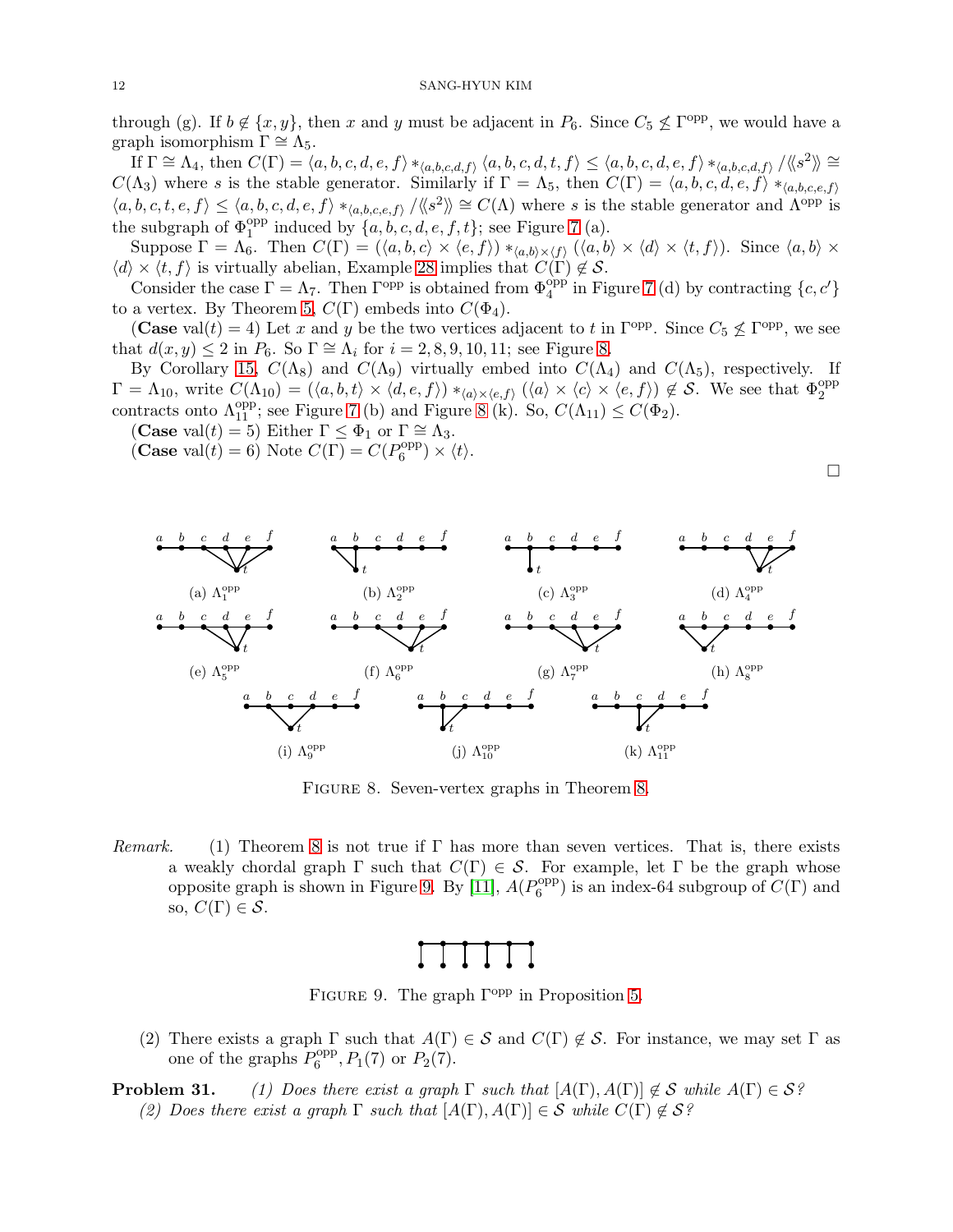through (g). If $b \notin \{x, y\}$, then $x$ and $y$ must be adjacent in $P_6$. Since $C_5 \not\leq \Gamma^{\text{opp}}$, we would have a graph isomorphism $\Gamma \cong \Lambda_5$.

If $\Gamma \cong \Lambda_4$, then $C(\Gamma) = \langle a, b, c, d, e, f \rangle *_{\langle a,b,c,d,f \rangle} \langle a, b, c, d, t, f \rangle \leq \langle a, b, c, d, e, f \rangle *_{\langle a,b,c,d,f \rangle} / \langle\langle s^2 \rangle\rangle \cong C(\Lambda_3)$ where $s$ is the stable generator. Similarly if $\Gamma = \Lambda_5$, then $C(\Gamma) = \langle a, b, c, d, e, f \rangle *_{\langle a,b,c,e,f \rangle} \langle a, b, c, t, e, f \rangle \leq \langle a, b, c, d, e, f \rangle *_{\langle a,b,c,e,f \rangle} / \langle\langle s^2 \rangle\rangle \cong C(\Lambda)$ where $s$ is the stable generator and $\Lambda^{\text{opp}}$ is the subgraph of $\Phi_1^{\text{opp}}$ induced by $\{a, b, c, d, e, f, t\}$; see Figure 7 (a).

Suppose $\Gamma = \Lambda_6$. Then $C(\Gamma) = (\langle a, b, c \rangle \times \langle e, f \rangle) *_{\langle a,b \rangle \times \langle f \rangle} (\langle a, b \rangle \times \langle d \rangle \times \langle t, f \rangle)$. Since $\langle a, b \rangle \times \langle d \rangle \times \langle t, f \rangle$ is virtually abelian, Example 28 implies that $C(\Gamma) \notin \mathcal{S}$.

Consider the case $\Gamma = \Lambda_7$. Then $\Gamma^{\text{opp}}$ is obtained from $\Phi_4^{\text{opp}}$ in Figure 7 (d) by contracting $\{c, c'\}$ to a vertex. By Theorem 5, $C(\Gamma)$ embeds into $C(\Phi_4)$.

(**Case** $\text{val}(t) = 4$) Let $x$ and $y$ be the two vertices adjacent to $t$ in $\Gamma^{\text{opp}}$. Since $C_5 \not\leq \Gamma^{\text{opp}}$, we see that $d(x, y) \leq 2$ in $P_6$. So $\Gamma \cong \Lambda_i$ for $i = 2, 8, 9, 10, 11$; see Figure 8.

By Corollary 15, $C(\Lambda_8)$ and $C(\Lambda_9)$ virtually embed into $C(\Lambda_4)$ and $C(\Lambda_5)$, respectively. If $\Gamma = \Lambda_{10}$, write $C(\Lambda_{10}) = (\langle a, b, t \rangle \times \langle d, e, f \rangle) *_{\langle a \rangle \times \langle e,f \rangle} (\langle a \rangle \times \langle c \rangle \times \langle e, f \rangle) \notin \mathcal{S}$. We see that $\Phi_2^{\text{opp}}$ contracts onto $\Lambda_{11}^{\text{opp}}$; see Figure 7 (b) and Figure 8 (k). So, $C(\Lambda_{11}) \leq C(\Phi_2)$.

(**Case** $\text{val}(t) = 5$) Either $\Gamma \leq \Phi_1$ or $\Gamma \cong \Lambda_3$.

(**Case** $\text{val}(t) = 6$) Note $C(\Gamma) = C(P_6^{\text{opp}}) \times \langle t \rangle$.

□

(a) $\Lambda_1^{\text{opp}}$ (b) $\Lambda_2^{\text{opp}}$ (c) $\Lambda_3^{\text{opp}}$ (d) $\Lambda_4^{\text{opp}}$ (e) $\Lambda_5^{\text{opp}}$ (f) $\Lambda_6^{\text{opp}}$ (g) $\Lambda_7^{\text{opp}}$ (h) $\Lambda_8^{\text{opp}}$ (i) $\Lambda_9^{\text{opp}}$ (j) $\Lambda_{10}^{\text{opp}}$ (k) $\Lambda_{11}^{\text{opp}}$

Figure 8. Seven-vertex graphs in Theorem 8.

*Remark.* (1) Theorem 8 is not true if $\Gamma$ has more than seven vertices. That is, there exists a weakly chordal graph $\Gamma$ such that $C(\Gamma) \in \mathcal{S}$. For example, let $\Gamma$ be the graph whose opposite graph is shown in Figure 9. By [11], $A(P_6^{\text{opp}})$ is an index-64 subgroup of $C(\Gamma)$ and so, $C(\Gamma) \in \mathcal{S}$.

Figure 9. The graph $\Gamma^{\text{opp}}$ in Proposition 5.

(2) There exists a graph $\Gamma$ such that $A(\Gamma) \in \mathcal{S}$ and $C(\Gamma) \notin \mathcal{S}$. For instance, we may set $\Gamma$ as one of the graphs $P_6^{\text{opp}}, P_1(7)$ or $P_2(7)$.

**Problem 31.** *(1) Does there exist a graph $\Gamma$ such that $[A(\Gamma), A(\Gamma)] \notin \mathcal{S}$ while $A(\Gamma) \in \mathcal{S}$?*
*(2) Does there exist a graph $\Gamma$ such that $[A(\Gamma), A(\Gamma)] \in \mathcal{S}$ while $C(\Gamma) \notin \mathcal{S}$?*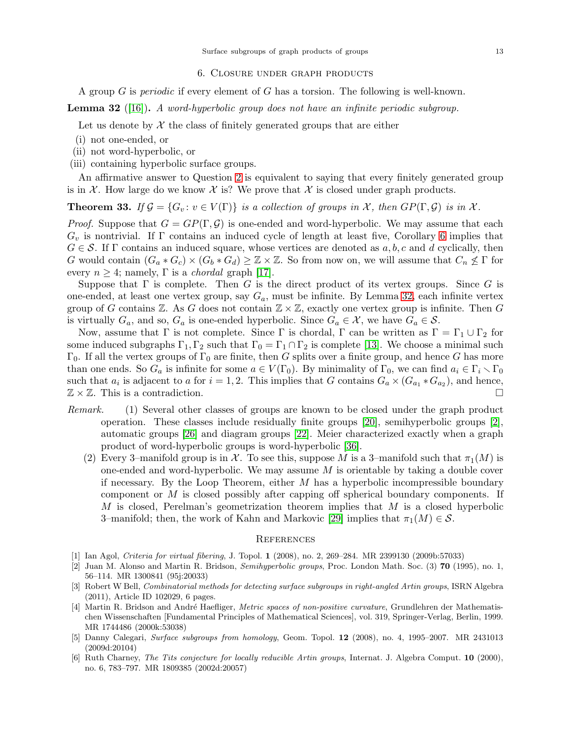## 6. Closure under graph products

A group $G$ is *periodic* if every element of $G$ has a torsion. The following is well-known.

**Lemma 32** ([16]). *A word-hyperbolic group does not have an infinite periodic subgroup.*

Let us denote by $\mathcal{X}$ the class of finitely generated groups that are either

(i) not one-ended, or
(ii) not word-hyperbolic, or
(iii) containing hyperbolic surface groups.

An affirmative answer to Question 2 is equivalent to saying that every finitely generated group is in $\mathcal{X}$. How large do we know $\mathcal{X}$ is? We prove that $\mathcal{X}$ is closed under graph products.

**Theorem 33.** *If $\mathcal{G} = \{G_v \colon v \in V(\Gamma)\}$ is a collection of groups in $\mathcal{X}$, then $GP(\Gamma, \mathcal{G})$ is in $\mathcal{X}$.*

*Proof.* Suppose that $G = GP(\Gamma, \mathcal{G})$ is one-ended and word-hyperbolic. We may assume that each $G_v$ is nontrivial. If $\Gamma$ contains an induced cycle of length at least five, Corollary 6 implies that $G \in \mathcal{S}$. If $\Gamma$ contains an induced square, whose vertices are denoted as $a, b, c$ and $d$ cyclically, then $G$ would contain $(G_a * G_c) \times (G_b * G_d) \geq \mathbb{Z} \times \mathbb{Z}$. So from now on, we will assume that $C_n \not\leq \Gamma$ for every $n \geq 4$; namely, $\Gamma$ is a *chordal* graph [17].

Suppose that $\Gamma$ is complete. Then $G$ is the direct product of its vertex groups. Since $G$ is one-ended, at least one vertex group, say $G_a$, must be infinite. By Lemma 32, each infinite vertex group of $G$ contains $\mathbb{Z}$. As $G$ does not contain $\mathbb{Z} \times \mathbb{Z}$, exactly one vertex group is infinite. Then $G$ is virtually $G_a$, and so, $G_a$ is one-ended hyperbolic. Since $G_a \in \mathcal{X}$, we have $G_a \in \mathcal{S}$.

Now, assume that $\Gamma$ is not complete. Since $\Gamma$ is chordal, $\Gamma$ can be written as $\Gamma = \Gamma_1 \cup \Gamma_2$ for some induced subgraphs $\Gamma_1, \Gamma_2$ such that $\Gamma_0 = \Gamma_1 \cap \Gamma_2$ is complete [13]. We choose a minimal such $\Gamma_0$. If all the vertex groups of $\Gamma_0$ are finite, then $G$ splits over a finite group, and hence $G$ has more than one ends. So $G_a$ is infinite for some $a \in V(\Gamma_0)$. By minimality of $\Gamma_0$, we can find $a_i \in \Gamma_i \smallsetminus \Gamma_0$ such that $a_i$ is adjacent to $a$ for $i = 1, 2$. This implies that $G$ contains $G_a \times (G_{a_1} * G_{a_2})$, and hence, $\mathbb{Z} \times \mathbb{Z}$. This is a contradiction. $\square$

*Remark.*

(1) Several other classes of groups are known to be closed under the graph product operation. These classes include residually finite groups [20], semihyperbolic groups [2], automatic groups [26] and diagram groups [22]. Meier characterized exactly when a graph product of word-hyperbolic groups is word-hyperbolic [36].

(2) Every 3–manifold group is in $\mathcal{X}$. To see this, suppose $M$ is a 3–manifold such that $\pi_1(M)$ is one-ended and word-hyperbolic. We may assume $M$ is orientable by taking a double cover if necessary. By the Loop Theorem, either $M$ has a hyperbolic incompressible boundary component or $M$ is closed possibly after capping off spherical boundary components. If $M$ is closed, Perelman's geometrization theorem implies that $M$ is a closed hyperbolic 3–manifold; then, the work of Kahn and Markovic [29] implies that $\pi_1(M) \in \mathcal{S}$.

## References

[1] Ian Agol, *Criteria for virtual fibering*, J. Topol. **1** (2008), no. 2, 269–284. MR 2399130 (2009b:57033)

[2] Juan M. Alonso and Martin R. Bridson, *Semihyperbolic groups*, Proc. London Math. Soc. (3) **70** (1995), no. 1, 56–114. MR 1300841 (95j:20033)

[3] Robert W Bell, *Combinatorial methods for detecting surface subgroups in right-angled Artin groups*, ISRN Algebra (2011), Article ID 102029, 6 pages.

[4] Martin R. Bridson and André Haefliger, *Metric spaces of non-positive curvature*, Grundlehren der Mathematischen Wissenschaften [Fundamental Principles of Mathematical Sciences], vol. 319, Springer-Verlag, Berlin, 1999. MR 1744486 (2000k:53038)

[5] Danny Calegari, *Surface subgroups from homology*, Geom. Topol. **12** (2008), no. 4, 1995–2007. MR 2431013 (2009d:20104)

[6] Ruth Charney, *The Tits conjecture for locally reducible Artin groups*, Internat. J. Algebra Comput. **10** (2000), no. 6, 783–797. MR 1809385 (2002d:20057)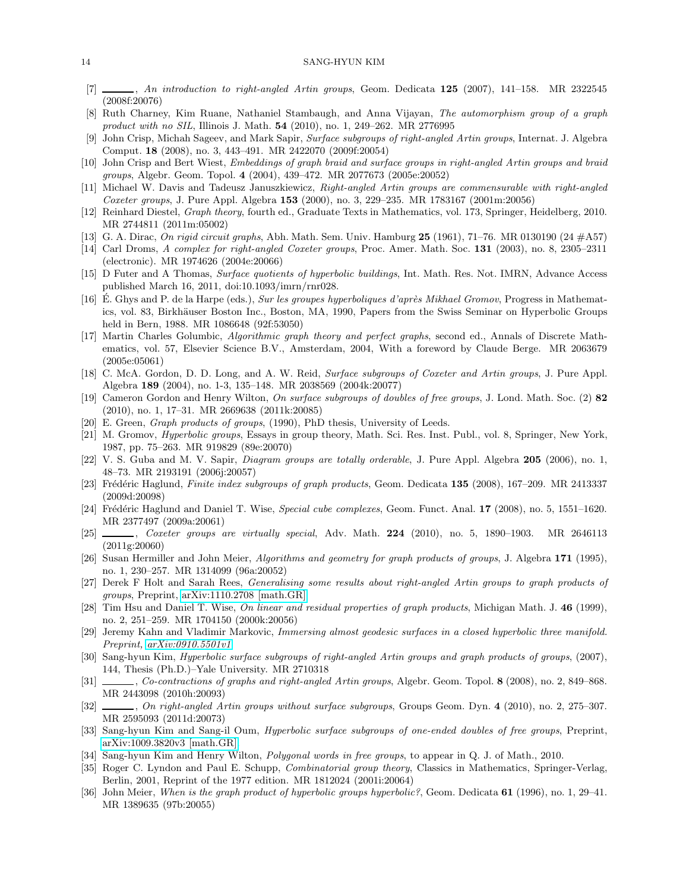[7] ______, *An introduction to right-angled Artin groups*, Geom. Dedicata **125** (2007), 141–158. MR 2322545 (2008f:20076)

[8] Ruth Charney, Kim Ruane, Nathaniel Stambaugh, and Anna Vijayan, *The automorphism group of a graph product with no SIL*, Illinois J. Math. **54** (2010), no. 1, 249–262. MR 2776995

[9] John Crisp, Michah Sageev, and Mark Sapir, *Surface subgroups of right-angled Artin groups*, Internat. J. Algebra Comput. **18** (2008), no. 3, 443–491. MR 2422070 (2009f:20054)

[10] John Crisp and Bert Wiest, *Embeddings of graph braid and surface groups in right-angled Artin groups and braid groups*, Algebr. Geom. Topol. **4** (2004), 439–472. MR 2077673 (2005e:20052)

[11] Michael W. Davis and Tadeusz Januszkiewicz, *Right-angled Artin groups are commensurable with right-angled Coxeter groups*, J. Pure Appl. Algebra **153** (2000), no. 3, 229–235. MR 1783167 (2001m:20056)

[12] Reinhard Diestel, *Graph theory*, fourth ed., Graduate Texts in Mathematics, vol. 173, Springer, Heidelberg, 2010. MR 2744811 (2011m:05002)

[13] G. A. Dirac, *On rigid circuit graphs*, Abh. Math. Sem. Univ. Hamburg **25** (1961), 71–76. MR 0130190 (24 #A57)

[14] Carl Droms, *A complex for right-angled Coxeter groups*, Proc. Amer. Math. Soc. **131** (2003), no. 8, 2305–2311 (electronic). MR 1974626 (2004e:20066)

[15] D Futer and A Thomas, *Surface quotients of hyperbolic buildings*, Int. Math. Res. Not. IMRN, Advance Access published March 16, 2011, doi:10.1093/imrn/rnr028.

[16] É. Ghys and P. de la Harpe (eds.), *Sur les groupes hyperboliques d'après Mikhael Gromov*, Progress in Mathematics, vol. 83, Birkhäuser Boston Inc., Boston, MA, 1990, Papers from the Swiss Seminar on Hyperbolic Groups held in Bern, 1988. MR 1086648 (92f:53050)

[17] Martin Charles Golumbic, *Algorithmic graph theory and perfect graphs*, second ed., Annals of Discrete Mathematics, vol. 57, Elsevier Science B.V., Amsterdam, 2004, With a foreword by Claude Berge. MR 2063679 (2005e:05061)

[18] C. McA. Gordon, D. D. Long, and A. W. Reid, *Surface subgroups of Coxeter and Artin groups*, J. Pure Appl. Algebra **189** (2004), no. 1-3, 135–148. MR 2038569 (2004k:20077)

[19] Cameron Gordon and Henry Wilton, *On surface subgroups of doubles of free groups*, J. Lond. Math. Soc. (2) **82** (2010), no. 1, 17–31. MR 2669638 (2011k:20085)

[20] E. Green, *Graph products of groups*, (1990), PhD thesis, University of Leeds.

[21] M. Gromov, *Hyperbolic groups*, Essays in group theory, Math. Sci. Res. Inst. Publ., vol. 8, Springer, New York, 1987, pp. 75–263. MR 919829 (89e:20070)

[22] V. S. Guba and M. V. Sapir, *Diagram groups are totally orderable*, J. Pure Appl. Algebra **205** (2006), no. 1, 48–73. MR 2193191 (2006j:20057)

[23] Frédéric Haglund, *Finite index subgroups of graph products*, Geom. Dedicata **135** (2008), 167–209. MR 2413337 (2009d:20098)

[24] Frédéric Haglund and Daniel T. Wise, *Special cube complexes*, Geom. Funct. Anal. **17** (2008), no. 5, 1551–1620. MR 2377497 (2009a:20061)

[25] ______, *Coxeter groups are virtually special*, Adv. Math. **224** (2010), no. 5, 1890–1903. MR 2646113 (2011g:20060)

[26] Susan Hermiller and John Meier, *Algorithms and geometry for graph products of groups*, J. Algebra **171** (1995), no. 1, 230–257. MR 1314099 (96a:20052)

[27] Derek F Holt and Sarah Rees, *Generalising some results about right-angled Artin groups to graph products of groups*, Preprint, arXiv:1110.2708 [math.GR].

[28] Tim Hsu and Daniel T. Wise, *On linear and residual properties of graph products*, Michigan Math. J. **46** (1999), no. 2, 251–259. MR 1704150 (2000k:20056)

[29] Jeremy Kahn and Vladimir Markovic, *Immersing almost geodesic surfaces in a closed hyperbolic three manifold. Preprint, arXiv:0910.5501v1*.

[30] Sang-hyun Kim, *Hyperbolic surface subgroups of right-angled Artin groups and graph products of groups*, (2007), 144, Thesis (Ph.D.)–Yale University. MR 2710318

[31] ______, *Co-contractions of graphs and right-angled Artin groups*, Algebr. Geom. Topol. **8** (2008), no. 2, 849–868. MR 2443098 (2010h:20093)

[32] ______, *On right-angled Artin groups without surface subgroups*, Groups Geom. Dyn. **4** (2010), no. 2, 275–307. MR 2595093 (2011d:20073)

[33] Sang-hyun Kim and Sang-il Oum, *Hyperbolic surface subgroups of one-ended doubles of free groups*, Preprint, arXiv:1009.3820v3 [math.GR].

[34] Sang-hyun Kim and Henry Wilton, *Polygonal words in free groups*, to appear in Q. J. of Math., 2010.

[35] Roger C. Lyndon and Paul E. Schupp, *Combinatorial group theory*, Classics in Mathematics, Springer-Verlag, Berlin, 2001, Reprint of the 1977 edition. MR 1812024 (2001i:20064)

[36] John Meier, *When is the graph product of hyperbolic groups hyperbolic?*, Geom. Dedicata **61** (1996), no. 1, 29–41. MR 1389635 (97b:20055)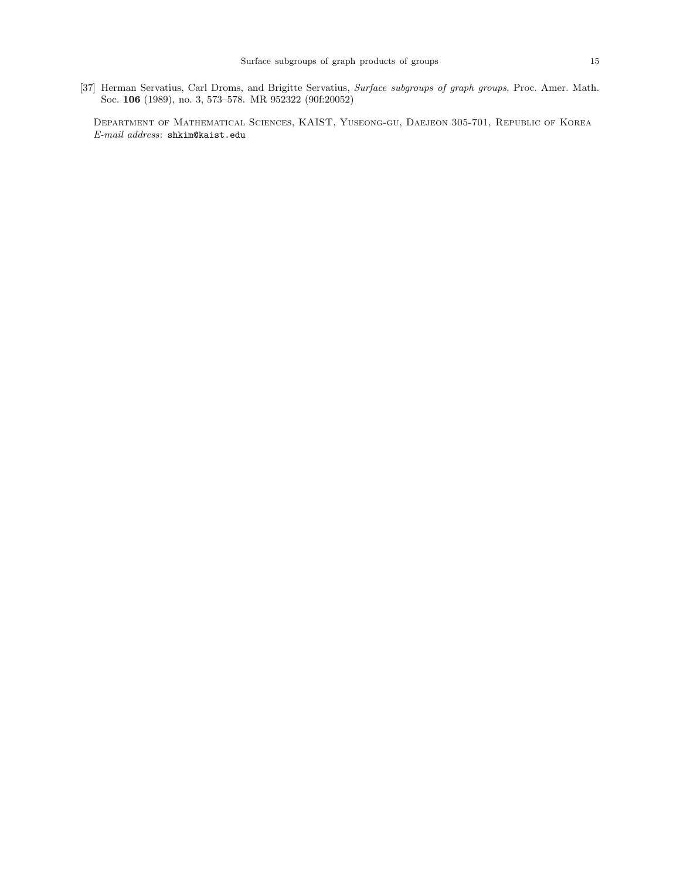[37] Herman Servatius, Carl Droms, and Brigitte Servatius, *Surface subgroups of graph groups*, Proc. Amer. Math. Soc. **106** (1989), no. 3, 573–578. MR 952322 (90f:20052)

Department of Mathematical Sciences, KAIST, Yuseong-gu, Daejeon 305-701, Republic of Korea
*E-mail address*: `shkim@kaist.edu`